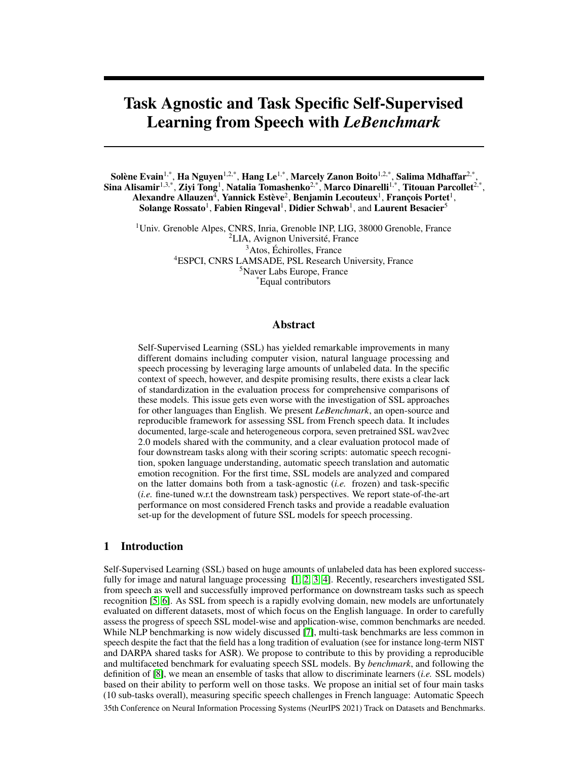# Task Agnostic and Task Specific Self-Supervised Learning from Speech with *LeBenchmark*

**Solène Evain**[1,*], **Ha Nguyen**[1,2,*], **Hang Le**[1,*], **Marcely Zanon Boito**[1,2,*], **Salima Mdhaffar**[2,*], **Sina Alisamir**[1,3,*], **Ziyi Tong**[1], **Natalia Tomashenko**[2,*], **Marco Dinarelli**[1,*], **Titouan Parcollet**[2,*], **Alexandre Allauzen**[4], **Yannick Estève**[2], **Benjamin Lecouteux**[1], **François Portet**[1], **Solange Rossato**[1], **Fabien Ringeval**[1], **Didier Schwab**[1], and **Laurent Besacier**[5]

[1]Univ. Grenoble Alpes, CNRS, Inria, Grenoble INP, LIG, 38000 Grenoble, France
[2]LIA, Avignon Université, France
[3]Atos, Échirolles, France
[4]ESPCI, CNRS LAMSADE, PSL Research University, France
[5]Naver Labs Europe, France
[*]Equal contributors

## Abstract

Self-Supervised Learning (SSL) has yielded remarkable improvements in many different domains including computer vision, natural language processing and speech processing by leveraging large amounts of unlabeled data. In the specific context of speech, however, and despite promising results, there exists a clear lack of standardization in the evaluation process for comprehensive comparisons of these models. This issue gets even worse with the investigation of SSL approaches for other languages than English. We present *LeBenchmark*, an open-source and reproducible framework for assessing SSL from French speech data. It includes documented, large-scale and heterogeneous corpora, seven pretrained SSL wav2vec 2.0 models shared with the community, and a clear evaluation protocol made of four downstream tasks along with their scoring scripts: automatic speech recognition, spoken language understanding, automatic speech translation and automatic emotion recognition. For the first time, SSL models are analyzed and compared on the latter domains both from a task-agnostic (*i.e.* frozen) and task-specific (*i.e.* fine-tuned w.r.t the downstream task) perspectives. We report state-of-the-art performance on most considered French tasks and provide a readable evaluation set-up for the development of future SSL models for speech processing.

## 1 Introduction

Self-Supervised Learning (SSL) based on huge amounts of unlabeled data has been explored successfully for image and natural language processing [1, 2, 3, 4]. Recently, researchers investigated SSL from speech as well and successfully improved performance on downstream tasks such as speech recognition [5, 6]. As SSL from speech is a rapidly evolving domain, new models are unfortunately evaluated on different datasets, most of which focus on the English language. In order to carefully assess the progress of speech SSL model-wise and application-wise, common benchmarks are needed. While NLP benchmarking is now widely discussed [7], multi-task benchmarks are less common in speech despite the fact that the field has a long tradition of evaluation (see for instance long-term NIST and DARPA shared tasks for ASR). We propose to contribute to this by providing a reproducible and multifaceted benchmark for evaluating speech SSL models. By *benchmark*, and following the definition of [8], we mean an ensemble of tasks that allow to discriminate learners (*i.e.* SSL models) based on their ability to perform well on those tasks. We propose an initial set of four main tasks (10 sub-tasks overall), measuring specific speech challenges in French language: Automatic Speech

35th Conference on Neural Information Processing Systems (NeurIPS 2021) Track on Datasets and Benchmarks.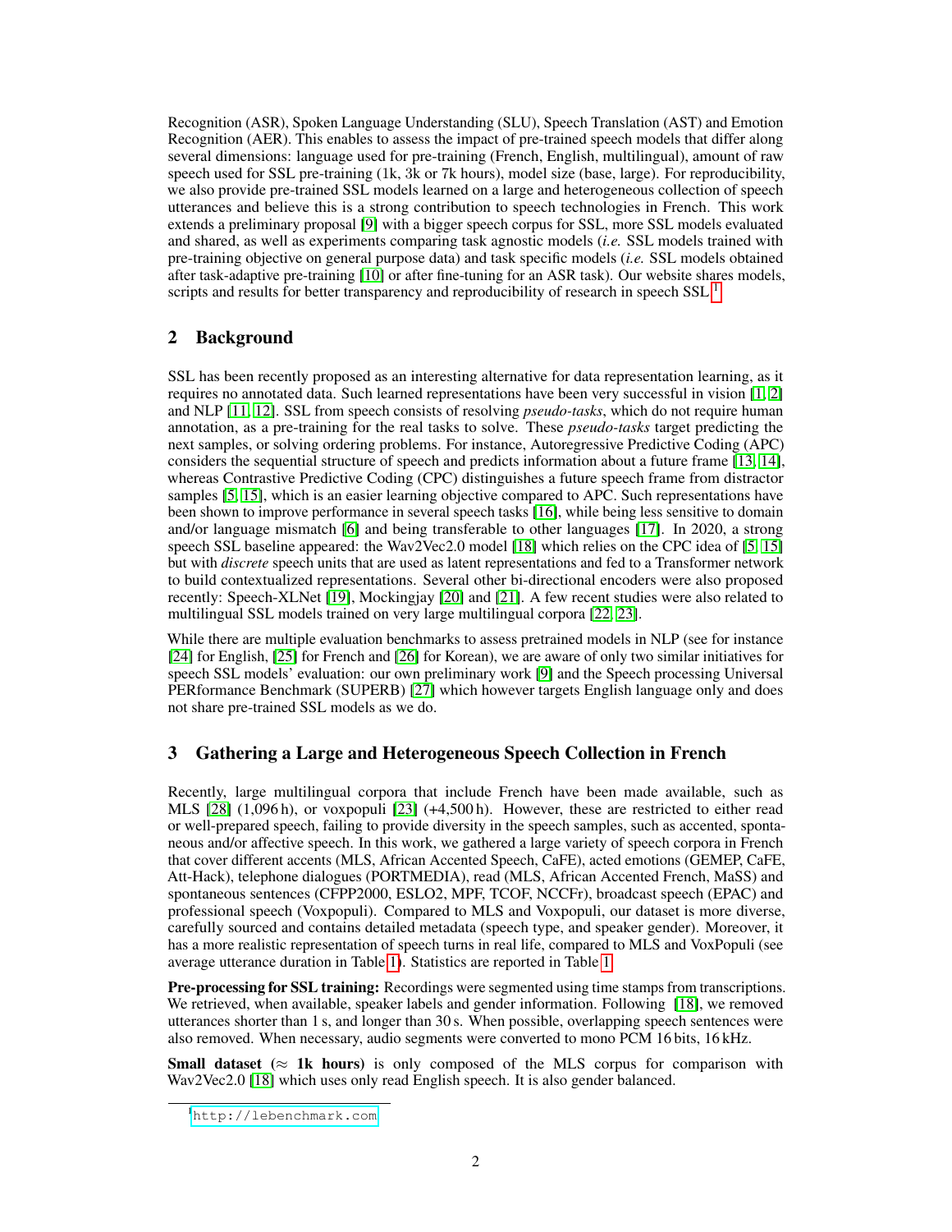Recognition (ASR), Spoken Language Understanding (SLU), Speech Translation (AST) and Emotion Recognition (AER). This enables to assess the impact of pre-trained speech models that differ along several dimensions: language used for pre-training (French, English, multilingual), amount of raw speech used for SSL pre-training (1k, 3k or 7k hours), model size (base, large). For reproducibility, we also provide pre-trained SSL models learned on a large and heterogeneous collection of speech utterances and believe this is a strong contribution to speech technologies in French. This work extends a preliminary proposal [9] with a bigger speech corpus for SSL, more SSL models evaluated and shared, as well as experiments comparing task agnostic models (*i.e.* SSL models trained with pre-training objective on general purpose data) and task specific models (*i.e.* SSL models obtained after task-adaptive pre-training [10] or after fine-tuning for an ASR task). Our website shares models, scripts and results for better transparency and reproducibility of research in speech SSL [1].

## 2 Background

SSL has been recently proposed as an interesting alternative for data representation learning, as it requires no annotated data. Such learned representations have been very successful in vision [1, 2] and NLP [11, 12]. SSL from speech consists of resolving *pseudo-tasks*, which do not require human annotation, as a pre-training for the real tasks to solve. These *pseudo-tasks* target predicting the next samples, or solving ordering problems. For instance, Autoregressive Predictive Coding (APC) considers the sequential structure of speech and predicts information about a future frame [13, 14], whereas Contrastive Predictive Coding (CPC) distinguishes a future speech frame from distractor samples [5, 15], which is an easier learning objective compared to APC. Such representations have been shown to improve performance in several speech tasks [16], while being less sensitive to domain and/or language mismatch [6] and being transferable to other languages [17]. In 2020, a strong speech SSL baseline appeared: the Wav2Vec2.0 model [18] which relies on the CPC idea of [5, 15] but with *discrete* speech units that are used as latent representations and fed to a Transformer network to build contextualized representations. Several other bi-directional encoders were also proposed recently: Speech-XLNet [19], Mockingjay [20] and [21]. A few recent studies were also related to multilingual SSL models trained on very large multilingual corpora [22, 23].

While there are multiple evaluation benchmarks to assess pretrained models in NLP (see for instance [24] for English, [25] for French and [26] for Korean), we are aware of only two similar initiatives for speech SSL models' evaluation: our own preliminary work [9] and the Speech processing Universal PERformance Benchmark (SUPERB) [27] which however targets English language only and does not share pre-trained SSL models as we do.

## 3 Gathering a Large and Heterogeneous Speech Collection in French

Recently, large multilingual corpora that include French have been made available, such as MLS [28] (1,096 h), or voxpopuli [23] (+4,500 h). However, these are restricted to either read or well-prepared speech, failing to provide diversity in the speech samples, such as accented, spontaneous and/or affective speech. In this work, we gathered a large variety of speech corpora in French that cover different accents (MLS, African Accented Speech, CaFE), acted emotions (GEMEP, CaFE, Att-Hack), telephone dialogues (PORTMEDIA), read (MLS, African Accented French, MaSS) and spontaneous sentences (CFPP2000, ESLO2, MPF, TCOF, NCCFr), broadcast speech (EPAC) and professional speech (Voxpopuli). Compared to MLS and Voxpopuli, our dataset is more diverse, carefully sourced and contains detailed metadata (speech type, and speaker gender). Moreover, it has a more realistic representation of speech turns in real life, compared to MLS and VoxPopuli (see average utterance duration in Table 1). Statistics are reported in Table 1.

**Pre-processing for SSL training:** Recordings were segmented using time stamps from transcriptions. We retrieved, when available, speaker labels and gender information. Following [18], we removed utterances shorter than 1 s, and longer than 30 s. When possible, overlapping speech sentences were also removed. When necessary, audio segments were converted to mono PCM 16 bits, 16 kHz.

**Small dataset (≈ 1k hours)** is only composed of the MLS corpus for comparison with Wav2Vec2.0 [18] which uses only read English speech. It is also gender balanced.

[1] http://lebenchmark.com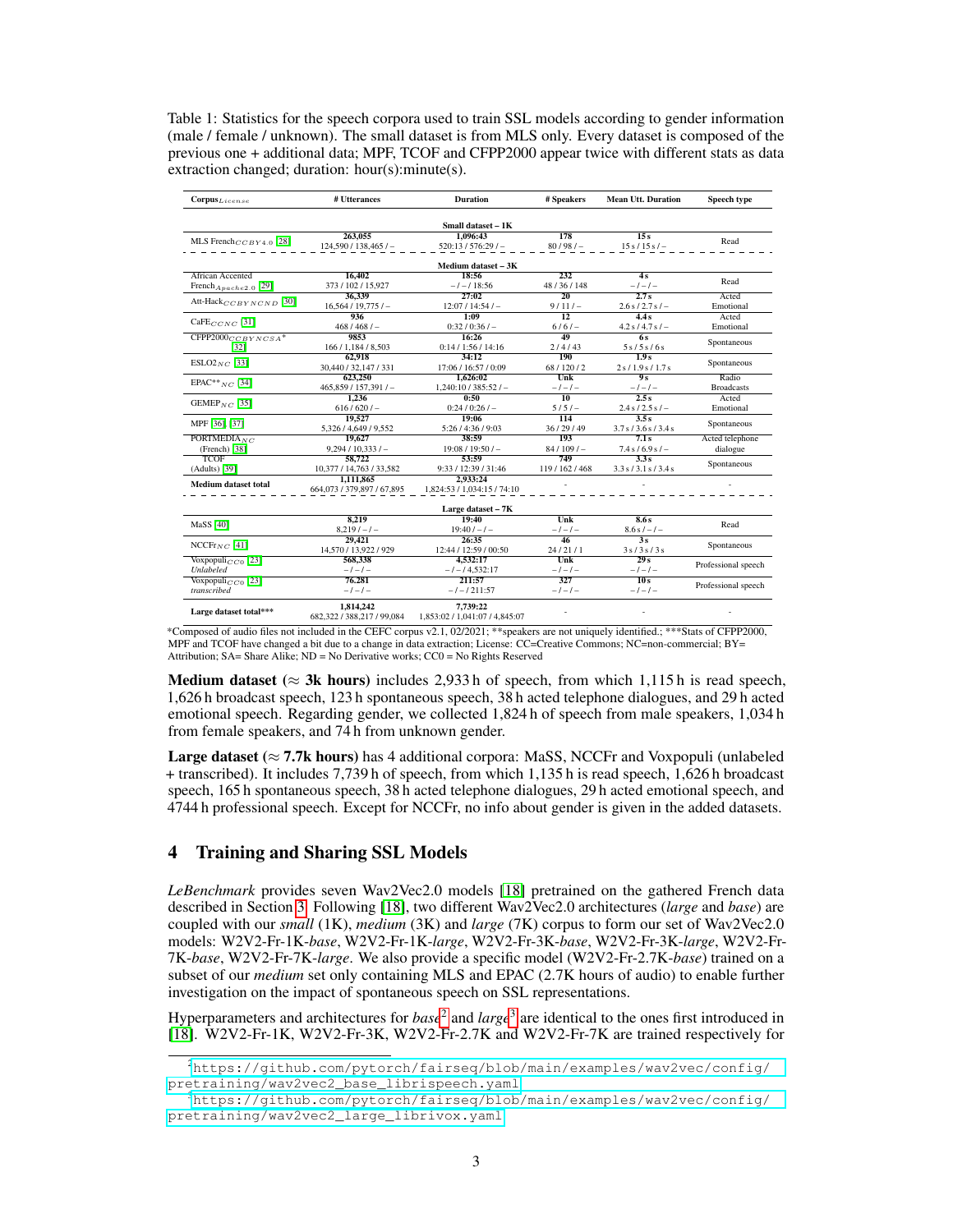Table 1: Statistics for the speech corpora used to train SSL models according to gender information (male / female / unknown). The small dataset is from MLS only. Every dataset is composed of the previous one + additional data; MPF, TCOF and CFPP2000 appear twice with different stats as data extraction changed; duration: hour(s):minute(s).

| Corpus$_{License}$ | # Utterances | Duration | # Speakers | Mean Utt. Duration | Speech type |
|---|---|---|---|---|---|
| **Small dataset – 1K** | | | | | |
| MLS French$_{CC BY 4.0}$ [28] | **263,055**<br>124,590 / 138,465 / – | **1,096:43**<br>520:13 / 576:29 / – | **178**<br>80 / 98 / – | **15 s**<br>15 s / 15 s / – | Read |
| **Medium dataset – 3K** | | | | | |
| African Accented French$_{Apache 2.0}$ [29] | **16,402**<br>373 / 102 / 15,927 | **18:56**<br>– / – / 18:56 | **232**<br>48 / 36 / 148 | **4 s**<br>– / – / – | Read |
| Att-Hack$_{CC BY NC ND}$ [30] | **36,339**<br>16,564 / 19,775 / – | **27:02**<br>12:07 / 14:54 / – | **20**<br>9 / 11 / – | **2.7 s**<br>2.6 s / 2.7 s / – | Acted Emotional |
| CaFE$_{CC NC}$ [31] | **936**<br>468 / 468 / – | **1:09**<br>0:32 / 0:36 / – | **12**<br>6 / 6 / – | **4.4 s**<br>4.2 s / 4.7 s / – | Acted Emotional |
| CFPP2000$_{CC BY NC SA}$* [32] | **9853**<br>166 / 1,184 / 8,503 | **16:26**<br>0:14 / 1:56 / 14:16 | **49**<br>2 / 4 / 43 | **6 s**<br>5 s / 5 s / 6 s | Spontaneous |
| ESLO2$_{NC}$ [33] | **62,918**<br>30,440 / 32,147 / 331 | **34:12**<br>17:06 / 16:57 / 0:09 | **190**<br>68 / 120 / 2 | **1.9 s**<br>2 s / 1.9 s / 1.7 s | Spontaneous |
| EPAC**$_{NC}$ [34] | **623,250**<br>465,859 / 157,391 / – | **1,626:02**<br>1,240:10 / 385:52 / – | **Unk**<br>– / – / – | **9 s**<br>– / – / – | Radio Broadcasts |
| GEMEP$_{NC}$ [35] | **1,236**<br>616 / 620 / – | **0:50**<br>0:24 / 0:26 / – | **10**<br>5 / 5 / – | **2.5 s**<br>2.4 s / 2.5 s / – | Acted Emotional |
| MPF [36], [37] | **19,527**<br>5,326 / 4,649 / 9,552 | **19:06**<br>5:26 / 4:36 / 9:03 | **114**<br>36 / 29 / 49 | **3.5 s**<br>3.7 s / 3.6 s / 3.4 s | Spontaneous |
| PORTMEDIA$_{NC}$ (French) [38] | **19,627**<br>9,294 / 10,333 / – | **38:59**<br>19:08 / 19:50 / – | **193**<br>84 / 109 / – | **7.1 s**<br>7.4 s / 6.9 s / – | Acted telephone dialogue |
| TCOF (Adults) [39] | **58,722**<br>10,377 / 14,763 / 33,582 | **53:59**<br>9:33 / 12:39 / 31:46 | **749**<br>119 / 162 / 468 | **3.3 s**<br>3.3 s / 3.1 s / 3.4 s | Spontaneous |
| **Medium dataset total** | **1,111,865**<br>664,073 / 379,897 / 67,895 | **2,933:24**<br>1,824:53 / 1,034:15 / 74:10 | - | - | - |
| **Large dataset – 7K** | | | | | |
| MaSS [40] | **8,219**<br>8,219 / – / – | **19:40**<br>19:40 / – / – | **Unk**<br>– / – / – | **8.6 s**<br>8.6 s / – / – | Read |
| NCCFr$_{NC}$ [41] | **29,421**<br>14,570 / 13,922 / 929 | **26:35**<br>12:44 / 12:59 / 00:50 | **46**<br>24 / 21 / 1 | **3 s**<br>3 s / 3 s / 3 s | Spontaneous |
| Voxpopuli$_{CC0}$ [23] *Unlabeled* | **568,338**<br>– / – / – | **4,532:17**<br>– / – / 4,532:17 | **Unk**<br>– / – / – | **29 s**<br>– / – / – | Professional speech |
| Voxpopuli$_{CC0}$ [23] *transcribed* | **76,281**<br>– / – / – | **211:57**<br>– / – / 211:57 | **327**<br>– / – / – | **10 s**<br>– / – / – | Professional speech |
| **Large dataset total***** | **1,814,242**<br>682,322 / 388,217 / 99,084 | **7,739:22**<br>1,853:02 / 1,041:07 / 4,845:07 | - | - | - |

*Composed of audio files not included in the CEFC corpus v2.1, 02/2021; **speakers are not uniquely identified.; ***Stats of CFPP2000, MPF and TCOF have changed a bit due to a change in data extraction; License: CC=Creative Commons; NC=non-commercial; BY= Attribution; SA= Share Alike; ND = No Derivative works; CC0 = No Rights Reserved

**Medium dataset** (≈ **3k hours)** includes 2,933 h of speech, from which 1,115 h is read speech, 1,626 h broadcast speech, 123 h spontaneous speech, 38 h acted telephone dialogues, and 29 h acted emotional speech. Regarding gender, we collected 1,824 h of speech from male speakers, 1,034 h from female speakers, and 74 h from unknown gender.

**Large dataset** (≈ **7.7k hours)** has 4 additional corpora: MaSS, NCCFr and Voxpopuli (unlabeled + transcribed). It includes 7,739 h of speech, from which 1,135 h is read speech, 1,626 h broadcast speech, 165 h spontaneous speech, 38 h acted telephone dialogues, 29 h acted emotional speech, and 4744 h professional speech. Except for NCCFr, no info about gender is given in the added datasets.

## 4 Training and Sharing SSL Models

*LeBenchmark* provides seven Wav2Vec2.0 models [18] pretrained on the gathered French data described in Section 3. Following [18], two different Wav2Vec2.0 architectures (*large* and *base*) are coupled with our *small* (1K), *medium* (3K) and *large* (7K) corpus to form our set of Wav2Vec2.0 models: W2V2-Fr-1K-*base*, W2V2-Fr-1K-*large*, W2V2-Fr-3K-*base*, W2V2-Fr-3K-*large*, W2V2-Fr-7K-*base*, W2V2-Fr-7K-*large*. We also provide a specific model (W2V2-Fr-2.7K-*base*) trained on a subset of our *medium* set only containing MLS and EPAC (2.7K hours of audio) to enable further investigation on the impact of spontaneous speech on SSL representations.

Hyperparameters and architectures for *base*[2] and *large*[3] are identical to the ones first introduced in [18]. W2V2-Fr-1K, W2V2-Fr-3K, W2V2-Fr-2.7K and W2V2-Fr-7K are trained respectively for

[2] https://github.com/pytorch/fairseq/blob/main/examples/wav2vec/config/pretraining/wav2vec2_base_librispeech.yaml

[3] https://github.com/pytorch/fairseq/blob/main/examples/wav2vec/config/pretraining/wav2vec2_large_librivox.yaml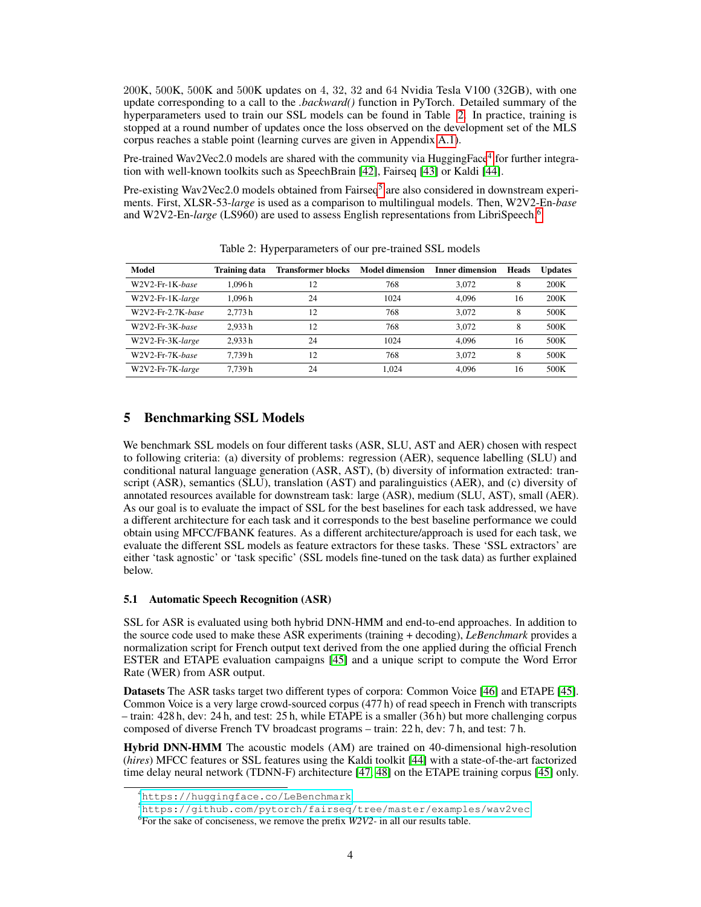200K, 500K, 500K and 500K updates on 4, 32, 32 and 64 Nvidia Tesla V100 (32GB), with one update corresponding to a call to the *.backward()* function in PyTorch. Detailed summary of the hyperparameters used to train our SSL models can be found in Table 2. In practice, training is stopped at a round number of updates once the loss observed on the development set of the MLS corpus reaches a stable point (learning curves are given in Appendix A.1).

Pre-trained Wav2Vec2.0 models are shared with the community via HuggingFace[4] for further integration with well-known toolkits such as SpeechBrain [42], Fairseq [43] or Kaldi [44].

Pre-existing Wav2Vec2.0 models obtained from Fairseq[5] are also considered in downstream experiments. First, XLSR-53-*large* is used as a comparison to multilingual models. Then, W2V2-En-*base* and W2V2-En-*large* (LS960) are used to assess English representations from LibriSpeech.[6]

Table 2: Hyperparameters of our pre-trained SSL models

| Model | Training data | Transformer blocks | Model dimension | Inner dimension | Heads | Updates |
|---|---|---|---|---|---|---|
| W2V2-Fr-1K-*base* | 1,096 h | 12 | 768 | 3,072 | 8 | 200K |
| W2V2-Fr-1K-*large* | 1,096 h | 24 | 1024 | 4,096 | 16 | 200K |
| W2V2-Fr-2.7K-*base* | 2,773 h | 12 | 768 | 3,072 | 8 | 500K |
| W2V2-Fr-3K-*base* | 2,933 h | 12 | 768 | 3,072 | 8 | 500K |
| W2V2-Fr-3K-*large* | 2,933 h | 24 | 1024 | 4,096 | 16 | 500K |
| W2V2-Fr-7K-*base* | 7,739 h | 12 | 768 | 3,072 | 8 | 500K |
| W2V2-Fr-7K-*large* | 7,739 h | 24 | 1,024 | 4,096 | 16 | 500K |

## 5 Benchmarking SSL Models

We benchmark SSL models on four different tasks (ASR, SLU, AST and AER) chosen with respect to following criteria: (a) diversity of problems: regression (AER), sequence labelling (SLU) and conditional natural language generation (ASR, AST), (b) diversity of information extracted: transcript (ASR), semantics (SLU), translation (AST) and paralinguistics (AER), and (c) diversity of annotated resources available for downstream task: large (ASR), medium (SLU, AST), small (AER). As our goal is to evaluate the impact of SSL for the best baselines for each task addressed, we have a different architecture for each task and it corresponds to the best baseline performance we could obtain using MFCC/FBANK features. As a different architecture/approach is used for each task, we evaluate the different SSL models as feature extractors for these tasks. These 'SSL extractors' are either 'task agnostic' or 'task specific' (SSL models fine-tuned on the task data) as further explained below.

### 5.1 Automatic Speech Recognition (ASR)

SSL for ASR is evaluated using both hybrid DNN-HMM and end-to-end approaches. In addition to the source code used to make these ASR experiments (training + decoding), *LeBenchmark* provides a normalization script for French output text derived from the one applied during the official French ESTER and ETAPE evaluation campaigns [45] and a unique script to compute the Word Error Rate (WER) from ASR output.

**Datasets** The ASR tasks target two different types of corpora: Common Voice [46] and ETAPE [45]. Common Voice is a very large crowd-sourced corpus (477 h) of read speech in French with transcripts – train: 428 h, dev: 24 h, and test: 25 h, while ETAPE is a smaller (36 h) but more challenging corpus composed of diverse French TV broadcast programs – train: 22 h, dev: 7 h, and test: 7 h.

**Hybrid DNN-HMM** The acoustic models (AM) are trained on 40-dimensional high-resolution (*hires*) MFCC features or SSL features using the Kaldi toolkit [44] with a state-of-the-art factorized time delay neural network (TDNN-F) architecture [47, 48] on the ETAPE training corpus [45] only.

[4] https://huggingface.co/LeBenchmark

[5] https://github.com/pytorch/fairseq/tree/master/examples/wav2vec

[6] For the sake of conciseness, we remove the prefix *W2V2-* in all our results table.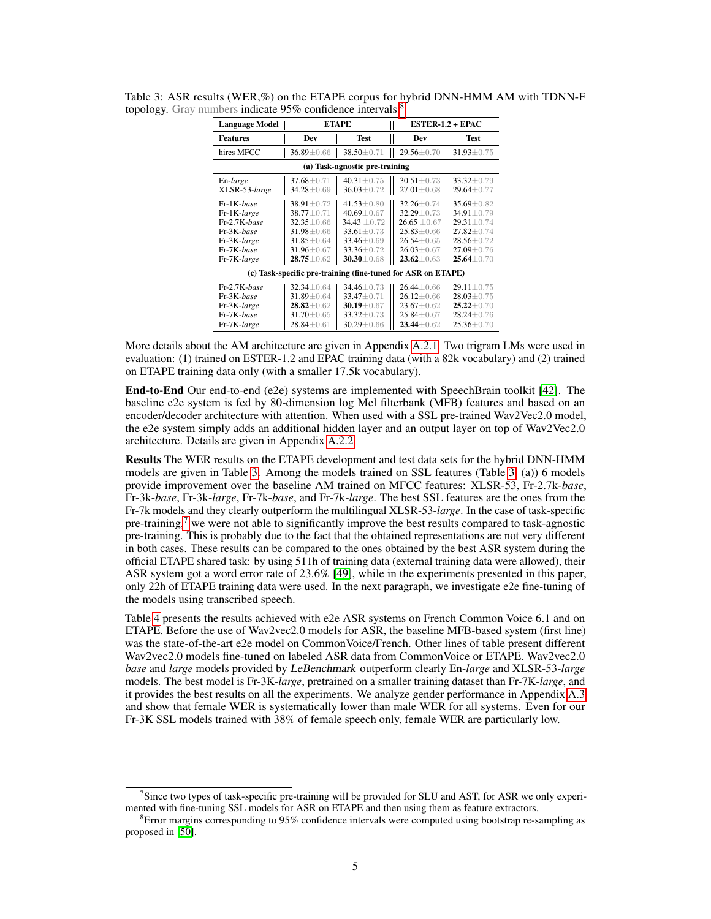Table 3: ASR results (WER,%) on the ETAPE corpus for hybrid DNN-HMM AM with TDNN-F topology. Gray numbers indicate 95% confidence intervals.[8]

| Language Model | ETAPE | | ESTER-1.2 + EPAC | |
|---|---|---|---|---|
| **Features** | **Dev** | **Test** | **Dev** | **Test** |
| hires MFCC | 36.89±0.66 | 38.50±0.71 | 29.56±0.70 | 31.93±0.75 |
| **(a) Task-agnostic pre-training** | | | | |
| En-*large* | 37.68±0.71 | 40.31±0.75 | 30.51±0.73 | 33.32±0.79 |
| XLSR-53-*large* | 34.28±0.69 | 36.03±0.72 | 27.01±0.68 | 29.64±0.77 |
| Fr-1K-*base* | 38.91±0.72 | 41.53±0.80 | 32.26±0.74 | 35.69±0.82 |
| Fr-1K-*large* | 38.77±0.71 | 40.69±0.67 | 32.29±0.73 | 34.91±0.79 |
| Fr-2.7K-*base* | 32.35±0.66 | 34.43 ±0.72 | 26.65 ±0.67 | 29.31±0.74 |
| Fr-3K-*base* | 31.98±0.66 | 33.61±0.73 | 25.83±0.66 | 27.82±0.74 |
| Fr-3K-*large* | 31.85±0.64 | 33.46±0.69 | 26.54±0.65 | 28.56±0.72 |
| Fr-7K-*base* | 31.96±0.67 | 33.36±0.72 | 26.03±0.67 | 27.09±0.76 |
| Fr-7K-*large* | **28.75**±0.62 | **30.30**±0.68 | **23.62**±0.63 | **25.64**±0.70 |
| **(c) Task-specific pre-training (fine-tuned for ASR on ETAPE)** | | | | |
| Fr-2.7K-*base* | 32.34±0.64 | 34.46±0.73 | 26.44±0.66 | 29.11±0.75 |
| Fr-3K-*base* | 31.89±0.64 | 33.47±0.71 | 26.12±0.66 | 28.03±0.75 |
| Fr-3K-*large* | **28.82**±0.62 | **30.19**±0.67 | 23.67±0.62 | **25.22**±0.70 |
| Fr-7K-*base* | 31.70±0.65 | 33.32±0.73 | 25.84±0.67 | 28.24±0.76 |
| Fr-7K-*large* | 28.84±0.61 | 30.29±0.66 | **23.44**±0.62 | 25.36±0.70 |

More details about the AM architecture are given in Appendix A.2.1. Two trigram LMs were used in evaluation: (1) trained on ESTER-1.2 and EPAC training data (with a 82k vocabulary) and (2) trained on ETAPE training data only (with a smaller 17.5k vocabulary).

**End-to-End** Our end-to-end (e2e) systems are implemented with SpeechBrain toolkit [42]. The baseline e2e system is fed by 80-dimension log Mel filterbank (MFB) features and based on an encoder/decoder architecture with attention. When used with a SSL pre-trained Wav2Vec2.0 model, the e2e system simply adds an additional hidden layer and an output layer on top of Wav2Vec2.0 architecture. Details are given in Appendix A.2.2.

**Results** The WER results on the ETAPE development and test data sets for the hybrid DNN-HMM models are given in Table 3. Among the models trained on SSL features (Table 3 (a)) 6 models provide improvement over the baseline AM trained on MFCC features: XLSR-53, Fr-2.7k-*base*, Fr-3k-*base*, Fr-3k-*large*, Fr-7k-*base*, and Fr-7k-*large*. The best SSL features are the ones from the Fr-7k models and they clearly outperform the multilingual XLSR-53-*large*. In the case of task-specific pre-training,[7] we were not able to significantly improve the best results compared to task-agnostic pre-training. This is probably due to the fact that the obtained representations are not very different in both cases. These results can be compared to the ones obtained by the best ASR system during the official ETAPE shared task: by using 511h of training data (external training data were allowed), their ASR system got a word error rate of 23.6% [49], while in the experiments presented in this paper, only 22h of ETAPE training data were used. In the next paragraph, we investigate e2e fine-tuning of the models using transcribed speech.

Table 4 presents the results achieved with e2e ASR systems on French Common Voice 6.1 and on ETAPE. Before the use of Wav2vec2.0 models for ASR, the baseline MFB-based system (first line) was the state-of-the-art e2e model on CommonVoice/French. Other lines of table present different Wav2vec2.0 models fine-tuned on labeled ASR data from CommonVoice or ETAPE. Wav2vec2.0 *base* and *large* models provided by *LeBenchmark* outperform clearly En-*large* and XLSR-53-*large* models. The best model is Fr-3K-*large*, pretrained on a smaller training dataset than Fr-7K-*large*, and it provides the best results on all the experiments. We analyze gender performance in Appendix A.3 and show that female WER is systematically lower than male WER for all systems. Even for our Fr-3K SSL models trained with 38% of female speech only, female WER are particularly low.

[7] Since two types of task-specific pre-training will be provided for SLU and AST, for ASR we only experimented with fine-tuning SSL models for ASR on ETAPE and then using them as feature extractors.

[8] Error margins corresponding to 95% confidence intervals were computed using bootstrap re-sampling as proposed in [50].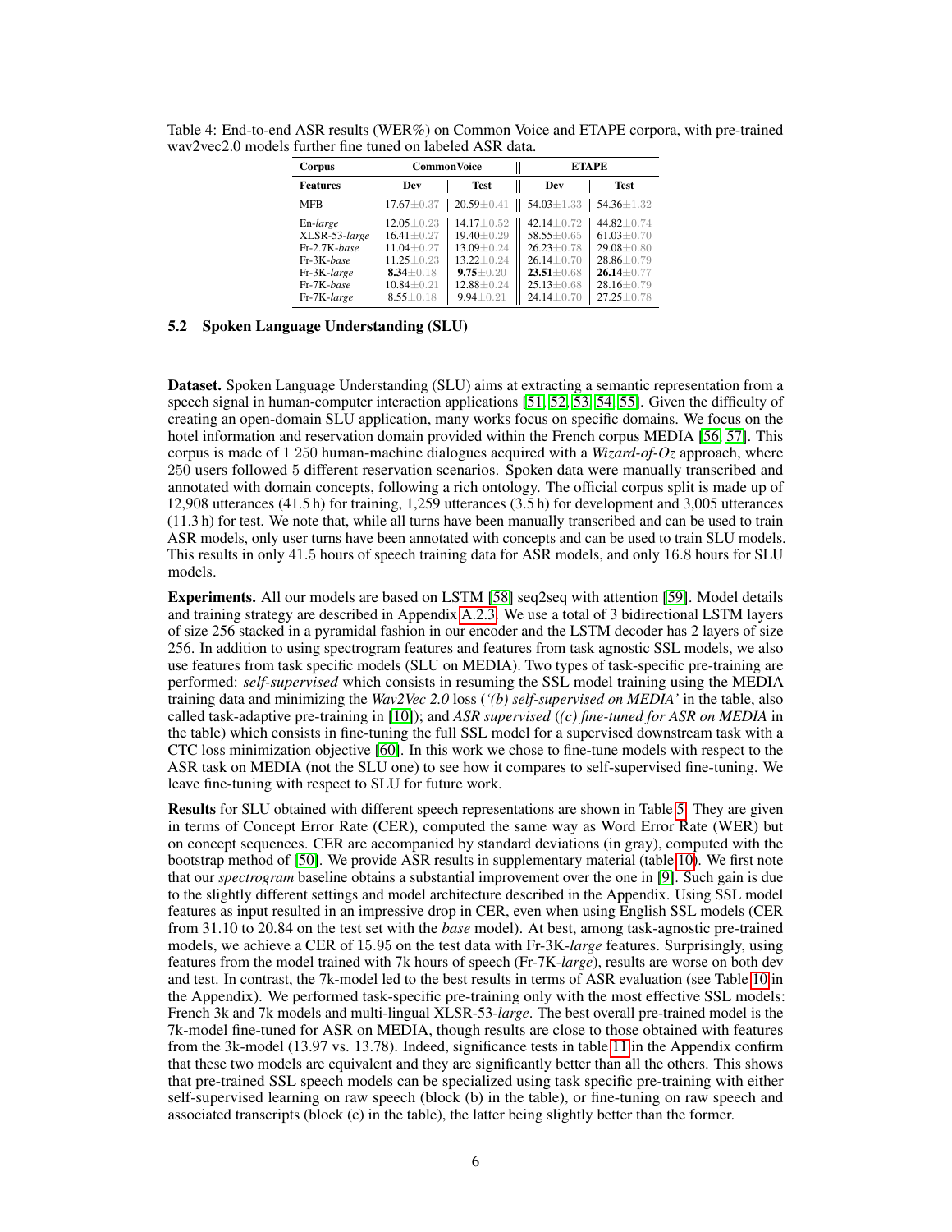Table 4: End-to-end ASR results (WER%) on Common Voice and ETAPE corpora, with pre-trained wav2vec2.0 models further fine tuned on labeled ASR data.

| Corpus | CommonVoice | | ETAPE | |
|---|---|---|---|---|
| Features | Dev | Test | Dev | Test |
| MFB | 17.67±0.37 | 20.59±0.41 | 54.03±1.33 | 54.36±1.32 |
| En-*large* | 12.05±0.23 | 14.17±0.52 | 42.14±0.72 | 44.82±0.74 |
| XLSR-53-*large* | 16.41±0.27 | 19.40±0.29 | 58.55±0.65 | 61.03±0.70 |
| Fr-2.7K-*base* | 11.04±0.27 | 13.09±0.24 | 26.23±0.78 | 29.08±0.80 |
| Fr-3K-*base* | 11.25±0.23 | 13.22±0.24 | 26.14±0.70 | 28.86±0.79 |
| Fr-3K-*large* | **8.34**±0.18 | **9.75**±0.20 | **23.51**±0.68 | **26.14**±0.77 |
| Fr-7K-*base* | 10.84±0.21 | 12.88±0.24 | 25.13±0.68 | 28.16±0.79 |
| Fr-7K-*large* | 8.55±0.18 | 9.94±0.21 | 24.14±0.70 | 27.25±0.78 |

### 5.2 Spoken Language Understanding (SLU)

**Dataset.** Spoken Language Understanding (SLU) aims at extracting a semantic representation from a speech signal in human-computer interaction applications [51, 52, 53, 54, 55]. Given the difficulty of creating an open-domain SLU application, many works focus on specific domains. We focus on the hotel information and reservation domain provided within the French corpus MEDIA [56, 57]. This corpus is made of 1 250 human-machine dialogues acquired with a *Wizard-of-Oz* approach, where 250 users followed 5 different reservation scenarios. Spoken data were manually transcribed and annotated with domain concepts, following a rich ontology. The official corpus split is made up of 12,908 utterances (41.5 h) for training, 1,259 utterances (3.5 h) for development and 3,005 utterances (11.3 h) for test. We note that, while all turns have been manually transcribed and can be used to train ASR models, only user turns have been annotated with concepts and can be used to train SLU models. This results in only 41.5 hours of speech training data for ASR models, and only 16.8 hours for SLU models.

**Experiments.** All our models are based on LSTM [58] seq2seq with attention [59]. Model details and training strategy are described in Appendix A.2.3. We use a total of 3 bidirectional LSTM layers of size 256 stacked in a pyramidal fashion in our encoder and the LSTM decoder has 2 layers of size 256. In addition to using spectrogram features and features from task agnostic SSL models, we also use features from task specific models (SLU on MEDIA). Two types of task-specific pre-training are performed: *self-supervised* which consists in resuming the SSL model training using the MEDIA training data and minimizing the *Wav2Vec 2.0* loss (*'(b) self-supervised on MEDIA'* in the table, also called task-adaptive pre-training in [10]); and *ASR supervised* (*(c) fine-tuned for ASR on MEDIA* in the table) which consists in fine-tuning the full SSL model for a supervised downstream task with a CTC loss minimization objective [60]. In this work we chose to fine-tune models with respect to the ASR task on MEDIA (not the SLU one) to see how it compares to self-supervised fine-tuning. We leave fine-tuning with respect to SLU for future work.

**Results** for SLU obtained with different speech representations are shown in Table 5. They are given in terms of Concept Error Rate (CER), computed the same way as Word Error Rate (WER) but on concept sequences. CER are accompanied by standard deviations (in gray), computed with the bootstrap method of [50]. We provide ASR results in supplementary material (table 10). We first note that our *spectrogram* baseline obtains a substantial improvement over the one in [9]. Such gain is due to the slightly different settings and model architecture described in the Appendix. Using SSL model features as input resulted in an impressive drop in CER, even when using English SSL models (CER from 31.10 to 20.84 on the test set with the *base* model). At best, among task-agnostic pre-trained models, we achieve a CER of 15.95 on the test data with Fr-3K-*large* features. Surprisingly, using features from the model trained with 7k hours of speech (Fr-7K-*large*), results are worse on both dev and test. In contrast, the 7k-model led to the best results in terms of ASR evaluation (see Table 10 in the Appendix). We performed task-specific pre-training only with the most effective SSL models: French 3k and 7k models and multi-lingual XLSR-53-*large*. The best overall pre-trained model is the 7k-model fine-tuned for ASR on MEDIA, though results are close to those obtained with features from the 3k-model (13.97 vs. 13.78). Indeed, significance tests in table 11 in the Appendix confirm that these two models are equivalent and they are significantly better than all the others. This shows that pre-trained SSL speech models can be specialized using task specific pre-training with either self-supervised learning on raw speech (block (b) in the table), or fine-tuning on raw speech and associated transcripts (block (c) in the table), the latter being slightly better than the former.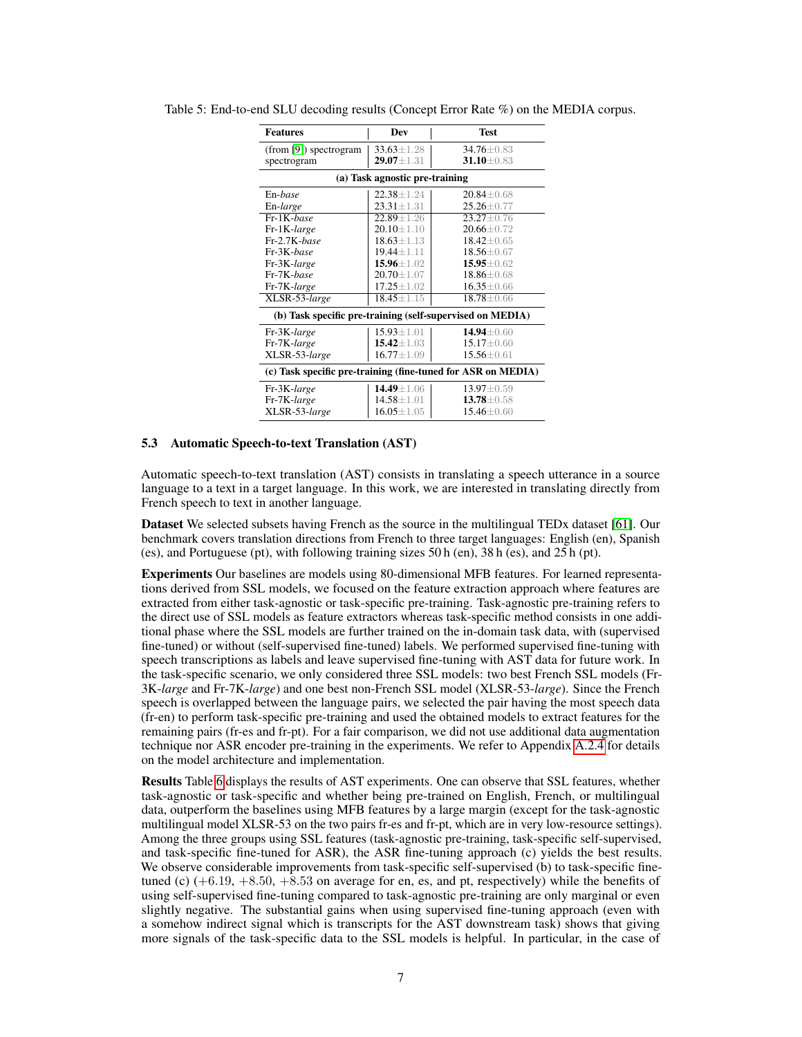Table 5: End-to-end SLU decoding results (Concept Error Rate %) on the MEDIA corpus.

| Features | Dev | Test |
|---|---|---|
| (from [9]) spectrogram | 33.63±1.28 | 34.76±0.83 |
| spectrogram | **29.07**±1.31 | **31.10**±0.83 |
| **(a) Task agnostic pre-training** | | |
| En-*base* | 22.38±1.24 | 20.84±0.68 |
| En-*large* | 23.31±1.31 | 25.26±0.77 |
| Fr-1K-*base* | 22.89±1.26 | 23.27±0.76 |
| Fr-1K-*large* | 20.10±1.10 | 20.66±0.72 |
| Fr-2.7K-*base* | 18.63±1.13 | 18.42±0.65 |
| Fr-3K-*base* | 19.44±1.11 | 18.56±0.67 |
| Fr-3K-*large* | **15.96**±1.02 | **15.95**±0.62 |
| Fr-7K-*base* | 20.70±1.07 | 18.86±0.68 |
| Fr-7K-*large* | 17.25±1.02 | 16.35±0.66 |
| XLSR-53-*large* | 18.45±1.15 | 18.78±0.66 |
| **(b) Task specific pre-training (self-supervised on MEDIA)** | | |
| Fr-3K-*large* | 15.93±1.01 | **14.94**±0.60 |
| Fr-7K-*large* | **15.42**±1.03 | 15.17±0.60 |
| XLSR-53-*large* | 16.77±1.09 | 15.56±0.61 |
| **(c) Task specific pre-training (fine-tuned for ASR on MEDIA)** | | |
| Fr-3K-*large* | **14.49**±1.06 | 13.97±0.59 |
| Fr-7K-*large* | 14.58±1.01 | **13.78**±0.58 |
| XLSR-53-*large* | 16.05±1.05 | 15.46±0.60 |

### 5.3 Automatic Speech-to-text Translation (AST)

Automatic speech-to-text translation (AST) consists in translating a speech utterance in a source language to a text in a target language. In this work, we are interested in translating directly from French speech to text in another language.

**Dataset** We selected subsets having French as the source in the multilingual TEDx dataset [61]. Our benchmark covers translation directions from French to three target languages: English (en), Spanish (es), and Portuguese (pt), with following training sizes 50 h (en), 38 h (es), and 25 h (pt).

**Experiments** Our baselines are models using 80-dimensional MFB features. For learned representations derived from SSL models, we focused on the feature extraction approach where features are extracted from either task-agnostic or task-specific pre-training. Task-agnostic pre-training refers to the direct use of SSL models as feature extractors whereas task-specific method consists in one additional phase where the SSL models are further trained on the in-domain task data, with (supervised fine-tuned) or without (self-supervised fine-tuned) labels. We performed supervised fine-tuning with speech transcriptions as labels and leave supervised fine-tuning with AST data for future work. In the task-specific scenario, we only considered three SSL models: two best French SSL models (Fr-3K-*large* and Fr-7K-*large*) and one best non-French SSL model (XLSR-53-*large*). Since the French speech is overlapped between the language pairs, we selected the pair having the most speech data (fr-en) to perform task-specific pre-training and used the obtained models to extract features for the remaining pairs (fr-es and fr-pt). For a fair comparison, we did not use additional data augmentation technique nor ASR encoder pre-training in the experiments. We refer to Appendix A.2.4 for details on the model architecture and implementation.

**Results** Table 6 displays the results of AST experiments. One can observe that SSL features, whether task-agnostic or task-specific and whether being pre-trained on English, French, or multilingual data, outperform the baselines using MFB features by a large margin (except for the task-agnostic multilingual model XLSR-53 on the two pairs fr-es and fr-pt, which are in very low-resource settings). Among the three groups using SSL features (task-agnostic pre-training, task-specific self-supervised, and task-specific fine-tuned for ASR), the ASR fine-tuning approach (c) yields the best results. We observe considerable improvements from task-specific self-supervised (b) to task-specific fine-tuned (c) (+6.19, +8.50, +8.53 on average for en, es, and pt, respectively) while the benefits of using self-supervised fine-tuning compared to task-agnostic pre-training are only marginal or even slightly negative. The substantial gains when using supervised fine-tuning approach (even with a somehow indirect signal which is transcripts for the AST downstream task) shows that giving more signals of the task-specific data to the SSL models is helpful. In particular, in the case of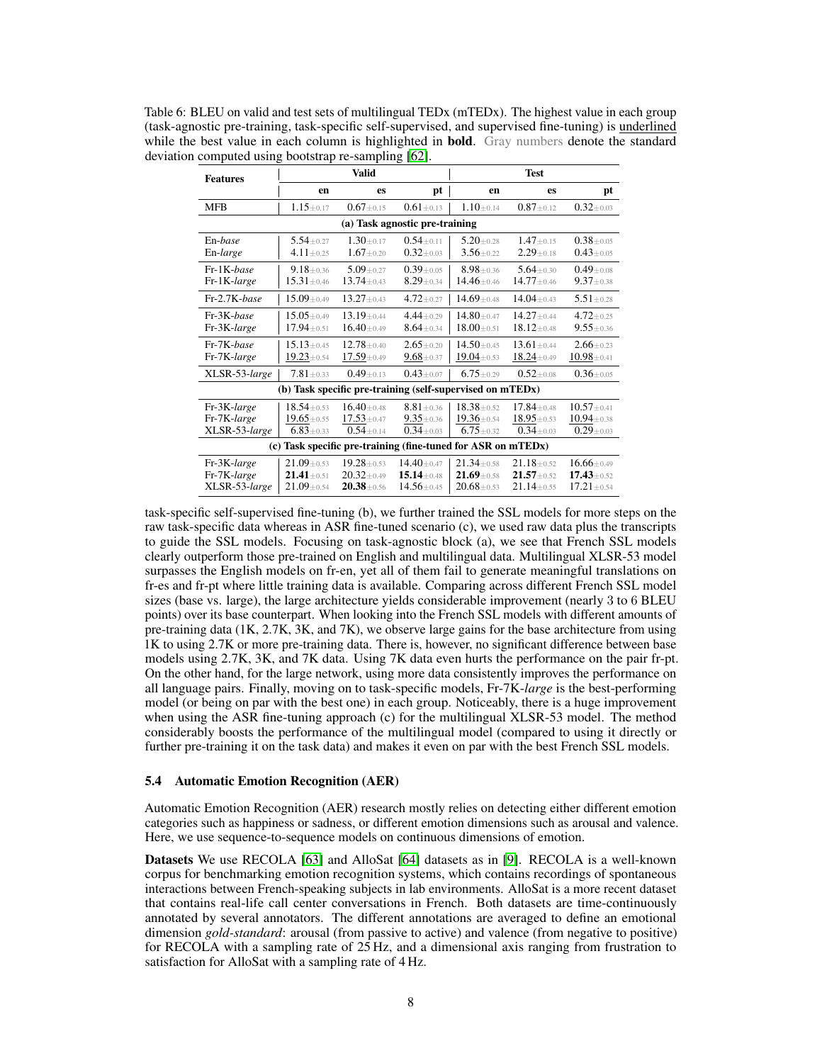Table 6: BLEU on valid and test sets of multilingual TEDx (mTEDx). The highest value in each group (task-agnostic pre-training, task-specific self-supervised, and supervised fine-tuning) is underlined while the best value in each column is highlighted in **bold**. Gray numbers denote the standard deviation computed using bootstrap re-sampling [62].

| Features | Valid | | | Test | | |
|---|---|---|---|---|---|---|
| | en | es | pt | en | es | pt |
| MFB | 1.15±0.17 | 0.67±0.15 | 0.61±0.13 | 1.10±0.14 | 0.87±0.12 | 0.32±0.03 |
| **(a) Task agnostic pre-training** | | | | | | |
| En-*base* | 5.54±0.27 | 1.30±0.17 | 0.54±0.11 | 5.20±0.28 | 1.47±0.15 | 0.38±0.05 |
| En-*large* | 4.11±0.25 | 1.67±0.20 | 0.32±0.03 | 3.56±0.22 | 2.29±0.18 | 0.43±0.05 |
| Fr-1K-*base* | 9.18±0.36 | 5.09±0.27 | 0.39±0.05 | 8.98±0.36 | 5.64±0.30 | 0.49±0.08 |
| Fr-1K-*large* | 15.31±0.46 | 13.74±0.43 | 8.29±0.34 | 14.46±0.46 | 14.77±0.46 | 9.37±0.38 |
| Fr-2.7K-*base* | 15.09±0.49 | 13.27±0.43 | 4.72±0.27 | 14.69±0.48 | 14.04±0.43 | 5.51±0.28 |
| Fr-3K-*base* | 15.05±0.49 | 13.19±0.44 | 4.44±0.29 | 14.80±0.47 | 14.27±0.44 | 4.72±0.25 |
| Fr-3K-*large* | 17.94±0.51 | 16.40±0.49 | 8.64±0.34 | 18.00±0.51 | 18.12±0.48 | 9.55±0.36 |
| Fr-7K-*base* | 15.13±0.45 | 12.78±0.40 | 2.65±0.20 | 14.50±0.45 | 13.61±0.44 | 2.66±0.23 |
| Fr-7K-*large* | <u>19.23</u>±0.54 | <u>17.59</u>±0.49 | <u>9.68</u>±0.37 | <u>19.04</u>±0.53 | <u>18.24</u>±0.49 | <u>10.98</u>±0.41 |
| XLSR-53-*large* | 7.81±0.33 | 0.49±0.13 | 0.43±0.07 | 6.75±0.29 | 0.52±0.08 | 0.36±0.05 |
| **(b) Task specific pre-training (self-supervised on mTEDx)** | | | | | | |
| Fr-3K-*large* | 18.54±0.53 | 16.40±0.48 | 8.81±0.36 | 18.38±0.52 | 17.84±0.48 | 10.57±0.41 |
| Fr-7K-*large* | <u>19.65</u>±0.55 | <u>17.53</u>±0.47 | <u>9.35</u>±0.36 | <u>19.36</u>±0.54 | <u>18.95</u>±0.53 | <u>10.94</u>±0.38 |
| XLSR-53-*large* | 6.83±0.33 | 0.54±0.14 | 0.34±0.03 | 6.75±0.32 | 0.34±0.03 | 0.29±0.03 |
| **(c) Task specific pre-training (fine-tuned for ASR on mTEDx)** | | | | | | |
| Fr-3K-*large* | 21.09±0.53 | 19.28±0.53 | 14.40±0.47 | 21.34±0.58 | 21.18±0.52 | 16.66±0.49 |
| Fr-7K-*large* | **21.41**±0.51 | 20.32±0.49 | **15.14**±0.48 | **21.69**±0.58 | **21.57**±0.52 | **17.43**±0.52 |
| XLSR-53-*large* | 21.09±0.54 | **20.38**±0.56 | 14.56±0.45 | 20.68±0.53 | 21.14±0.55 | 17.21±0.54 |

task-specific self-supervised fine-tuning (b), we further trained the SSL models for more steps on the raw task-specific data whereas in ASR fine-tuned scenario (c), we used raw data plus the transcripts to guide the SSL models. Focusing on task-agnostic block (a), we see that French SSL models clearly outperform those pre-trained on English and multilingual data. Multilingual XLSR-53 model surpasses the English models on fr-en, yet all of them fail to generate meaningful translations on fr-es and fr-pt where little training data is available. Comparing across different French SSL model sizes (base vs. large), the large architecture yields considerable improvement (nearly 3 to 6 BLEU points) over its base counterpart. When looking into the French SSL models with different amounts of pre-training data (1K, 2.7K, 3K, and 7K), we observe large gains for the base architecture from using 1K to using 2.7K or more pre-training data. There is, however, no significant difference between base models using 2.7K, 3K, and 7K data. Using 7K data even hurts the performance on the pair fr-pt. On the other hand, for the large network, using more data consistently improves the performance on all language pairs. Finally, moving on to task-specific models, Fr-7K-*large* is the best-performing model (or being on par with the best one) in each group. Noticeably, there is a huge improvement when using the ASR fine-tuning approach (c) for the multilingual XLSR-53 model. The method considerably boosts the performance of the multilingual model (compared to using it directly or further pre-training it on the task data) and makes it even on par with the best French SSL models.

### 5.4 Automatic Emotion Recognition (AER)

Automatic Emotion Recognition (AER) research mostly relies on detecting either different emotion categories such as happiness or sadness, or different emotion dimensions such as arousal and valence. Here, we use sequence-to-sequence models on continuous models of emotion.

**Datasets** We use RECOLA [63] and AlloSat [64] datasets as in [9]. RECOLA is a well-known corpus for benchmarking emotion recognition systems, which contains recordings of spontaneous interactions between French-speaking subjects in lab environments. AlloSat is a more recent dataset that contains real-life call center conversations in French. Both datasets are time-continuously annotated by several annotators. The different annotations are averaged to define an emotional dimension *gold-standard*: arousal (from passive to active) and valence (from negative to positive) for RECOLA with a sampling rate of 25 Hz, and a dimensional axis ranging from frustration to satisfaction for AlloSat with a sampling rate of 4 Hz.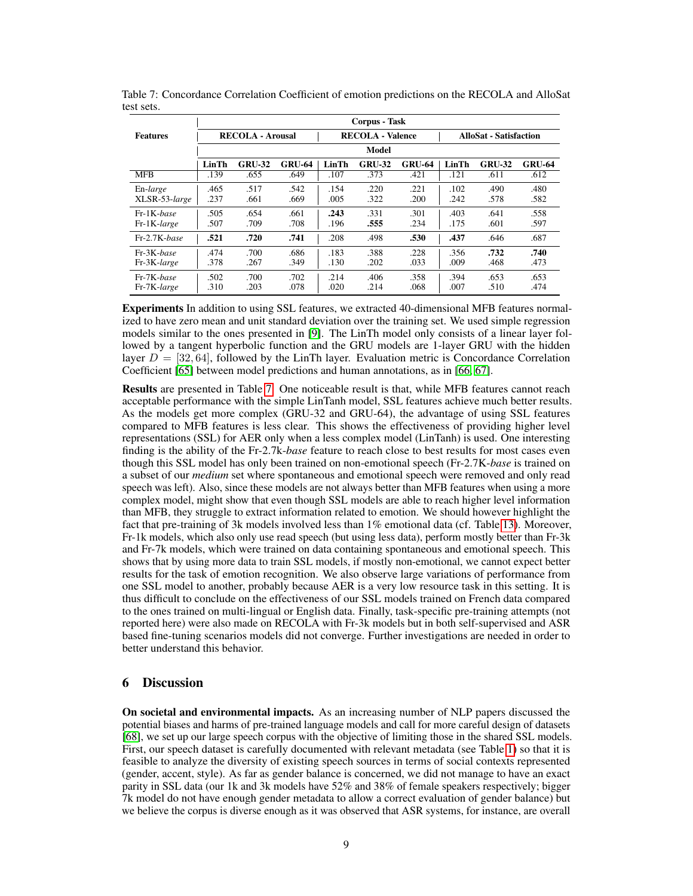Table 7: Concordance Correlation Coefficient of emotion predictions on the RECOLA and AlloSat test sets.

| Features | RECOLA - Arousal | | | RECOLA - Valence | | | AlloSat - Satisfaction | | |
|---|---|---|---|---|---|---|---|---|---|
| | LinTh | GRU-32 | GRU-64 | LinTh | GRU-32 | GRU-64 | LinTh | GRU-32 | GRU-64 |
| MFB | .139 | .655 | .649 | .107 | .373 | .421 | .121 | .611 | .612 |
| En-*large* | .465 | .517 | .542 | .154 | .220 | .221 | .102 | .490 | .480 |
| XLSR-53-*large* | .237 | .661 | .669 | .005 | .322 | .200 | .242 | .578 | .582 |
| Fr-1K-*base* | .505 | .654 | .661 | **.243** | .331 | .301 | .403 | .641 | .558 |
| Fr-1K-*large* | .507 | .709 | .708 | .196 | **.555** | .234 | .175 | .601 | .597 |
| Fr-2.7K-*base* | **.521** | **.720** | **.741** | .208 | .498 | **.530** | **.437** | .646 | .687 |
| Fr-3K-*base* | .474 | .700 | .686 | .183 | .388 | .228 | .356 | **.732** | **.740** |
| Fr-3K-*large* | .378 | .267 | .349 | .130 | .202 | .033 | .009 | .468 | .473 |
| Fr-7K-*base* | .502 | .700 | .702 | .214 | .406 | .358 | .394 | .653 | .653 |
| Fr-7K-*large* | .310 | .203 | .078 | .020 | .214 | .068 | .007 | .510 | .474 |

**Experiments** In addition to using SSL features, we extracted 40-dimensional MFB features normalized to have zero mean and unit standard deviation over the training set. We used simple regression models similar to the ones presented in [9]. The LinTh model only consists of a linear layer followed by a tangent hyperbolic function and the GRU models are 1-layer GRU with the hidden layer $D = [32, 64]$, followed by the LinTh layer. Evaluation metric is Concordance Correlation Coefficient [65] between model predictions and human annotations, as in [66, 67].

**Results** are presented in Table 7. One noticeable result is that, while MFB features cannot reach acceptable performance with the simple LinTanh model, SSL features achieve much better results. As the models get more complex (GRU-32 and GRU-64), the advantage of using SSL features compared to MFB features is less clear. This shows the effectiveness of providing higher level representations (SSL) for AER only when a less complex model (LinTanh) is used. One interesting finding is the ability of the Fr-2.7k-*base* feature to reach close to best results for most cases even though this SSL model has only been trained on non-emotional speech (Fr-2.7K-*base* is trained on a subset of our *medium* set where spontaneous and emotional speech were removed and only read speech was left). Also, since these models are not always better than MFB features when using a more complex model, might show that even though SSL models are able to reach higher level information than MFB, they struggle to extract information related to emotion. We should however highlight the fact that pre-training of 3k models involved less than 1% emotional data (cf. Table 13). Moreover, Fr-1k models, which also only use read speech (but using less data), perform mostly better than Fr-3k and Fr-7k models, which were trained on data containing spontaneous and emotional speech. This shows that by using more data to train SSL models, if mostly non-emotional, we cannot expect better results for the task of emotion recognition. We also observe large variations of performance from one SSL model to another, probably because AER is a very low resource task in this setting. It is thus difficult to conclude on the effectiveness of our SSL models trained on French data compared to the ones trained on multi-lingual or English data. Finally, task-specific pre-training attempts (not reported here) were also made on RECOLA with Fr-3k models but in both self-supervised and ASR based fine-tuning scenarios models did not converge. Further investigations are needed in order to better understand this behavior.

## 6 Discussion

**On societal and environmental impacts.** As an increasing number of NLP papers discussed the potential biases and harms of pre-trained language models and call for more careful design of datasets [68], we set up our large speech corpus with the objective of limiting those in the shared SSL models. First, our speech dataset is carefully documented with relevant metadata (see Table 1) so that it is feasible to analyze the diversity of existing speech sources in terms of social contexts represented (gender, accent, style). As far as gender balance is concerned, we did not manage to have an exact parity in SSL data (our 1k and 3k models have 52% and 38% of female speakers respectively; bigger 7k model do not have enough gender metadata to allow a correct evaluation of gender balance) but we believe the corpus is diverse enough as it was observed that ASR systems, for instance, are overall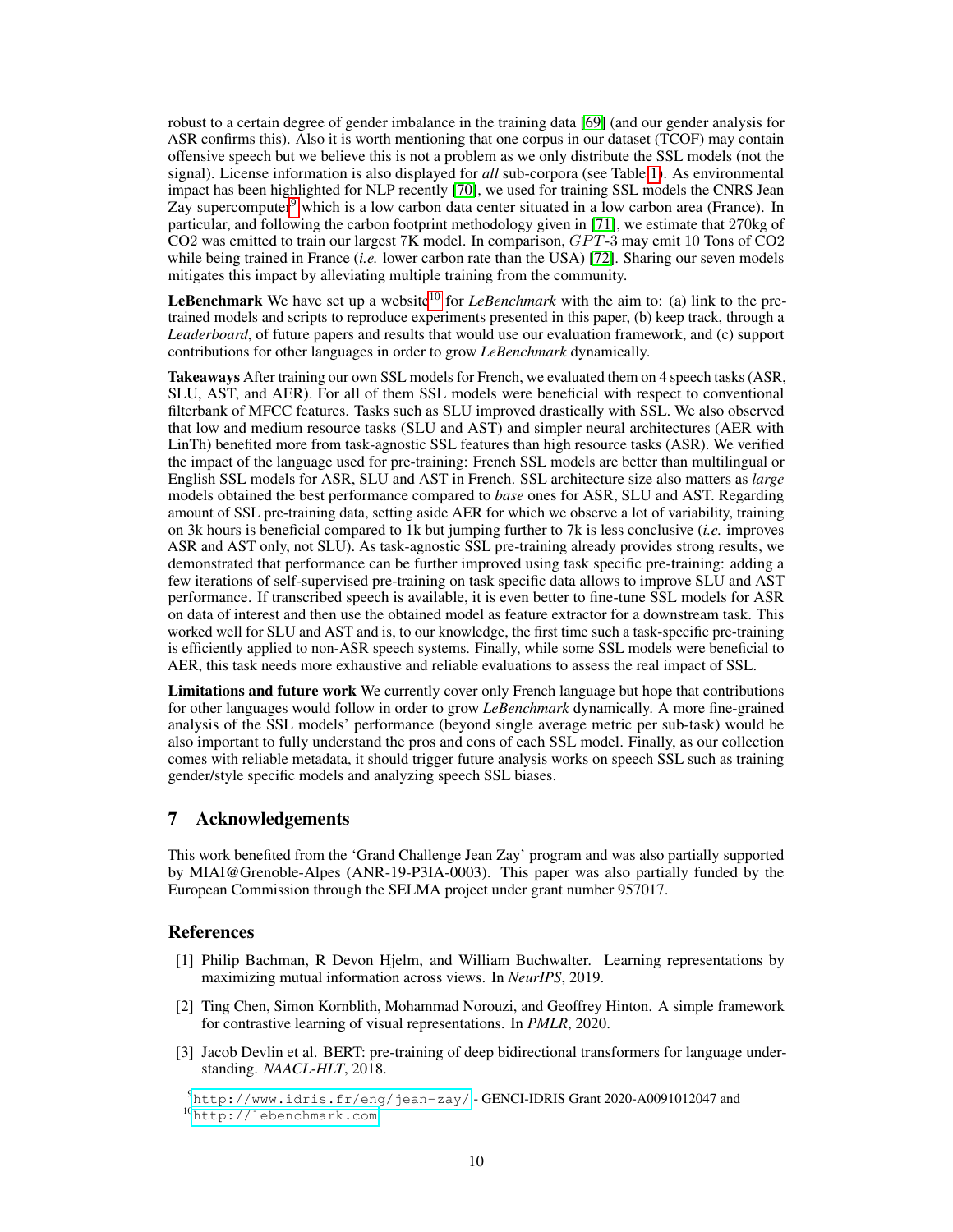robust to a certain degree of gender imbalance in the training data [69] (and our gender analysis for ASR confirms this). Also it is worth mentioning that one corpus in our dataset (TCOF) may contain offensive speech but we believe this is not a problem as we only distribute the SSL models (not the signal). License information is also displayed for *all* sub-corpora (see Table 1). As environmental impact has been highlighted for NLP recently [70], we used for training SSL models the CNRS Jean Zay supercomputer[9] which is a low carbon data center situated in a low carbon area (France). In particular, and following the carbon footprint methodology given in [71], we estimate that 270kg of CO2 was emitted to train our largest 7K model. In comparison, $GPT$-3 may emit 10 Tons of CO2 while being trained in France (*i.e.* lower carbon rate than the USA) [72]. Sharing our seven models mitigates this impact by alleviating multiple training from the community.

**LeBenchmark** We have set up a website[10] for *LeBenchmark* with the aim to: (a) link to the pre-trained models and scripts to reproduce experiments presented in this paper, (b) keep track, through a *Leaderboard*, of future papers and results that would use our evaluation framework, and (c) support contributions for other languages in order to grow *LeBenchmark* dynamically.

**Takeaways** After training our own SSL models for French, we evaluated them on 4 speech tasks (ASR, SLU, AST, and AER). For all of them SSL models were beneficial with respect to conventional filterbank of MFCC features. Tasks such as SLU improved drastically with SSL. We also observed that low and medium resource tasks (SLU and AST) and simpler neural architectures (AER with LinTh) benefited more from task-agnostic SSL features than high resource tasks (ASR). We verified the impact of the language used for pre-training: French SSL models are better than multilingual or English SSL models for ASR, SLU and AST in French. SSL architecture size also matters as *large* models obtained the best performance compared to *base* ones for ASR, SLU and AST. Regarding amount of SSL pre-training data, setting aside AER for which we observe a lot of variability, training on 3k hours is beneficial compared to 1k but jumping further to 7k is less conclusive (*i.e.* improves ASR and AST only, not SLU). As task-agnostic SSL pre-training already provides strong results, we demonstrated that performance can be further improved using task specific pre-training: adding a few iterations of self-supervised pre-training on task specific data allows to improve SLU and AST performance. If transcribed speech is available, it is even better to fine-tune SSL models for ASR on data of interest and then use the obtained model as feature extractor for a downstream task. This worked well for SLU and AST and is, to our knowledge, the first time such a task-specific pre-training is efficiently applied to non-ASR speech systems. Finally, while some SSL models were beneficial to AER, this task needs more exhaustive and reliable evaluations to assess the real impact of SSL.

**Limitations and future work** We currently cover only French language but hope that contributions for other languages would follow in order to grow *LeBenchmark* dynamically. A more fine-grained analysis of the SSL models' performance (beyond single average metric per sub-task) would be also important to fully understand the pros and cons of each SSL model. Finally, as our collection comes with reliable metadata, it should trigger future analysis works on speech SSL such as training gender/style specific models and analyzing speech SSL biases.

## 7 Acknowledgements

This work benefited from the 'Grand Challenge Jean Zay' program and was also partially supported by MIAI@Grenoble-Alpes (ANR-19-P3IA-0003). This paper was also partially funded by the European Commission through the SELMA project under grant number 957017.

## References

[1] Philip Bachman, R Devon Hjelm, and William Buchwalter. Learning representations by maximizing mutual information across views. In *NeurIPS*, 2019.

[2] Ting Chen, Simon Kornblith, Mohammad Norouzi, and Geoffrey Hinton. A simple framework for contrastive learning of visual representations. In *PMLR*, 2020.

[3] Jacob Devlin et al. BERT: pre-training of deep bidirectional transformers for language understanding. *NAACL-HLT*, 2018.

[9] http://www.idris.fr/eng/jean-zay/ - GENCI-IDRIS Grant 2020-A0091012047 and

[10] http://lebenchmark.com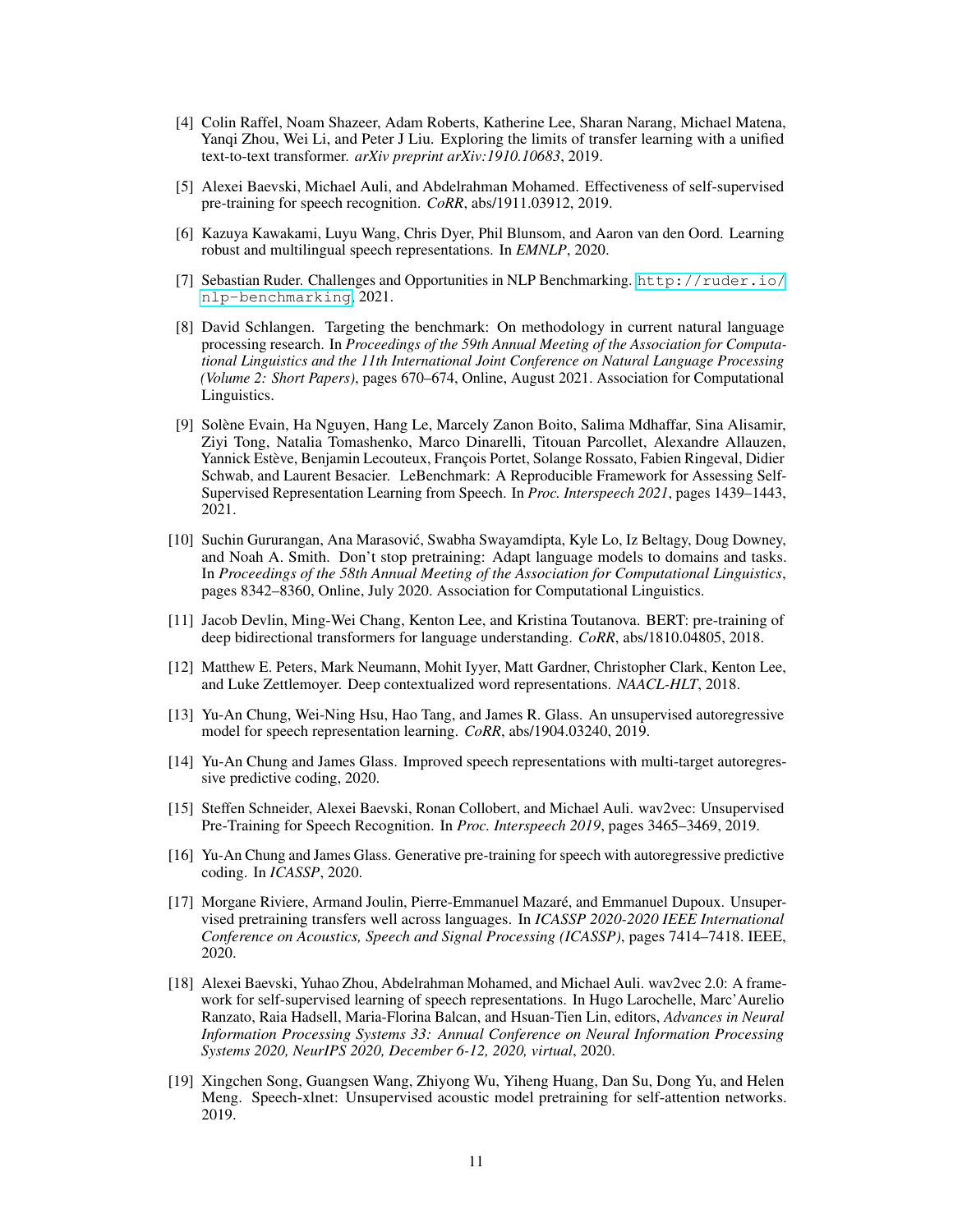[4] Colin Raffel, Noam Shazeer, Adam Roberts, Katherine Lee, Sharan Narang, Michael Matena, Yanqi Zhou, Wei Li, and Peter J Liu. Exploring the limits of transfer learning with a unified text-to-text transformer. *arXiv preprint arXiv:1910.10683*, 2019.

[5] Alexei Baevski, Michael Auli, and Abdelrahman Mohamed. Effectiveness of self-supervised pre-training for speech recognition. *CoRR*, abs/1911.03912, 2019.

[6] Kazuya Kawakami, Luyu Wang, Chris Dyer, Phil Blunsom, and Aaron van den Oord. Learning robust and multilingual speech representations. In *EMNLP*, 2020.

[7] Sebastian Ruder. Challenges and Opportunities in NLP Benchmarking. `http://ruder.io/nlp-benchmarking`, 2021.

[8] David Schlangen. Targeting the benchmark: On methodology in current natural language processing research. In *Proceedings of the 59th Annual Meeting of the Association for Computational Linguistics and the 11th International Joint Conference on Natural Language Processing (Volume 2: Short Papers)*, pages 670–674, Online, August 2021. Association for Computational Linguistics.

[9] Solène Evain, Ha Nguyen, Hang Le, Marcely Zanon Boito, Salima Mdhaffar, Sina Alisamir, Ziyi Tong, Natalia Tomashenko, Marco Dinarelli, Titouan Parcollet, Alexandre Allauzen, Yannick Estève, Benjamin Lecouteux, François Portet, Solange Rossato, Fabien Ringeval, Didier Schwab, and Laurent Besacier. LeBenchmark: A Reproducible Framework for Assessing Self-Supervised Representation Learning from Speech. In *Proc. Interspeech 2021*, pages 1439–1443, 2021.

[10] Suchin Gururangan, Ana Marasović, Swabha Swayamdipta, Kyle Lo, Iz Beltagy, Doug Downey, and Noah A. Smith. Don't stop pretraining: Adapt language models to domains and tasks. In *Proceedings of the 58th Annual Meeting of the Association for Computational Linguistics*, pages 8342–8360, Online, July 2020. Association for Computational Linguistics.

[11] Jacob Devlin, Ming-Wei Chang, Kenton Lee, and Kristina Toutanova. BERT: pre-training of deep bidirectional transformers for language understanding. *CoRR*, abs/1810.04805, 2018.

[12] Matthew E. Peters, Mark Neumann, Mohit Iyyer, Matt Gardner, Christopher Clark, Kenton Lee, and Luke Zettlemoyer. Deep contextualized word representations. *NAACL-HLT*, 2018.

[13] Yu-An Chung, Wei-Ning Hsu, Hao Tang, and James R. Glass. An unsupervised autoregressive model for speech representation learning. *CoRR*, abs/1904.03240, 2019.

[14] Yu-An Chung and James Glass. Improved speech representations with multi-target autoregressive predictive coding, 2020.

[15] Steffen Schneider, Alexei Baevski, Ronan Collobert, and Michael Auli. wav2vec: Unsupervised Pre-Training for Speech Recognition. In *Proc. Interspeech 2019*, pages 3465–3469, 2019.

[16] Yu-An Chung and James Glass. Generative pre-training for speech with autoregressive predictive coding. In *ICASSP*, 2020.

[17] Morgane Riviere, Armand Joulin, Pierre-Emmanuel Mazaré, and Emmanuel Dupoux. Unsupervised pretraining transfers well across languages. In *ICASSP 2020-2020 IEEE International Conference on Acoustics, Speech and Signal Processing (ICASSP)*, pages 7414–7418. IEEE, 2020.

[18] Alexei Baevski, Yuhao Zhou, Abdelrahman Mohamed, and Michael Auli. wav2vec 2.0: A framework for self-supervised learning of speech representations. In Hugo Larochelle, Marc'Aurelio Ranzato, Raia Hadsell, Maria-Florina Balcan, and Hsuan-Tien Lin, editors, *Advances in Neural Information Processing Systems 33: Annual Conference on Neural Information Processing Systems 2020, NeurIPS 2020, December 6-12, 2020, virtual*, 2020.

[19] Xingchen Song, Guangsen Wang, Zhiyong Wu, Yiheng Huang, Dan Su, Dong Yu, and Helen Meng. Speech-xlnet: Unsupervised acoustic model pretraining for self-attention networks. 2019.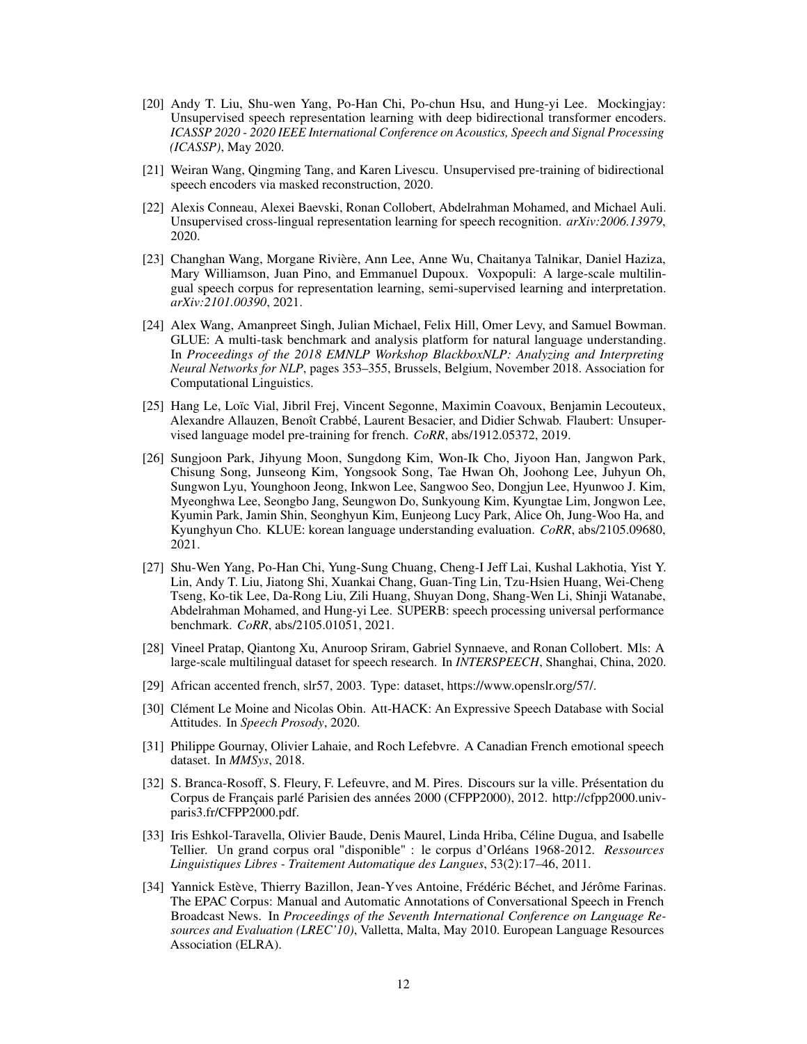[20] Andy T. Liu, Shu-wen Yang, Po-Han Chi, Po-chun Hsu, and Hung-yi Lee. Mockingjay: Unsupervised speech representation learning with deep bidirectional transformer encoders. *ICASSP 2020 - 2020 IEEE International Conference on Acoustics, Speech and Signal Processing (ICASSP)*, May 2020.

[21] Weiran Wang, Qingming Tang, and Karen Livescu. Unsupervised pre-training of bidirectional speech encoders via masked reconstruction, 2020.

[22] Alexis Conneau, Alexei Baevski, Ronan Collobert, Abdelrahman Mohamed, and Michael Auli. Unsupervised cross-lingual representation learning for speech recognition. *arXiv:2006.13979*, 2020.

[23] Changhan Wang, Morgane Rivière, Ann Lee, Anne Wu, Chaitanya Talnikar, Daniel Haziza, Mary Williamson, Juan Pino, and Emmanuel Dupoux. Voxpopuli: A large-scale multilingual speech corpus for representation learning, semi-supervised learning and interpretation. *arXiv:2101.00390*, 2021.

[24] Alex Wang, Amanpreet Singh, Julian Michael, Felix Hill, Omer Levy, and Samuel Bowman. GLUE: A multi-task benchmark and analysis platform for natural language understanding. In *Proceedings of the 2018 EMNLP Workshop BlackboxNLP: Analyzing and Interpreting Neural Networks for NLP*, pages 353–355, Brussels, Belgium, November 2018. Association for Computational Linguistics.

[25] Hang Le, Loïc Vial, Jibril Frej, Vincent Segonne, Maximin Coavoux, Benjamin Lecouteux, Alexandre Allauzen, Benoît Crabbé, Laurent Besacier, and Didier Schwab. Flaubert: Unsupervised language model pre-training for french. *CoRR*, abs/1912.05372, 2019.

[26] Sungjoon Park, Jihyung Moon, Sungdong Kim, Won-Ik Cho, Jiyoon Han, Jangwon Park, Chisung Song, Junseong Kim, Yongsook Song, Tae Hwan Oh, Joohong Lee, Juhyun Oh, Sungwon Lyu, Younghoon Jeong, Inkwon Lee, Sangwoo Seo, Dongjun Lee, Hyunwoo J. Kim, Myeonghwa Lee, Seongbo Jang, Seungwon Do, Sunkyoung Kim, Kyungtae Lim, Jongwon Lee, Kyumin Park, Jamin Shin, Seonghyun Kim, Eunjeong Lucy Park, Alice Oh, Jung-Woo Ha, and Kyunghyun Cho. KLUE: korean language understanding evaluation. *CoRR*, abs/2105.09680, 2021.

[27] Shu-Wen Yang, Po-Han Chi, Yung-Sung Chuang, Cheng-I Jeff Lai, Kushal Lakhotia, Yist Y. Lin, Andy T. Liu, Jiatong Shi, Xuankai Chang, Guan-Ting Lin, Tzu-Hsien Huang, Wei-Cheng Tseng, Ko-tik Lee, Da-Rong Liu, Zili Huang, Shuyan Dong, Shang-Wen Li, Shinji Watanabe, Abdelrahman Mohamed, and Hung-yi Lee. SUPERB: speech processing universal performance benchmark. *CoRR*, abs/2105.01051, 2021.

[28] Vineel Pratap, Qiantong Xu, Anuroop Sriram, Gabriel Synnaeve, and Ronan Collobert. Mls: A large-scale multilingual dataset for speech research. In *INTERSPEECH*, Shanghai, China, 2020.

[29] African accented french, slr57, 2003. Type: dataset, https://www.openslr.org/57/.

[30] Clément Le Moine and Nicolas Obin. Att-HACK: An Expressive Speech Database with Social Attitudes. In *Speech Prosody*, 2020.

[31] Philippe Gournay, Olivier Lahaie, and Roch Lefebvre. A Canadian French emotional speech dataset. In *MMSys*, 2018.

[32] S. Branca-Rosoff, S. Fleury, F. Lefeuvre, and M. Pires. Discours sur la ville. Présentation du Corpus de Français parlé Parisien des années 2000 (CFPP2000), 2012. http://cfpp2000.univ-paris3.fr/CFPP2000.pdf.

[33] Iris Eshkol-Taravella, Olivier Baude, Denis Maurel, Linda Hriba, Céline Dugua, and Isabelle Tellier. Un grand corpus oral "disponible" : le corpus d'Orléans 1968-2012. *Ressources Linguistiques Libres - Traitement Automatique des Langues*, 53(2):17–46, 2011.

[34] Yannick Estève, Thierry Bazillon, Jean-Yves Antoine, Frédéric Béchet, and Jérôme Farinas. The EPAC Corpus: Manual and Automatic Annotations of Conversational Speech in French Broadcast News. In *Proceedings of the Seventh International Conference on Language Resources and Evaluation (LREC'10)*, Valletta, Malta, May 2010. European Language Resources Association (ELRA).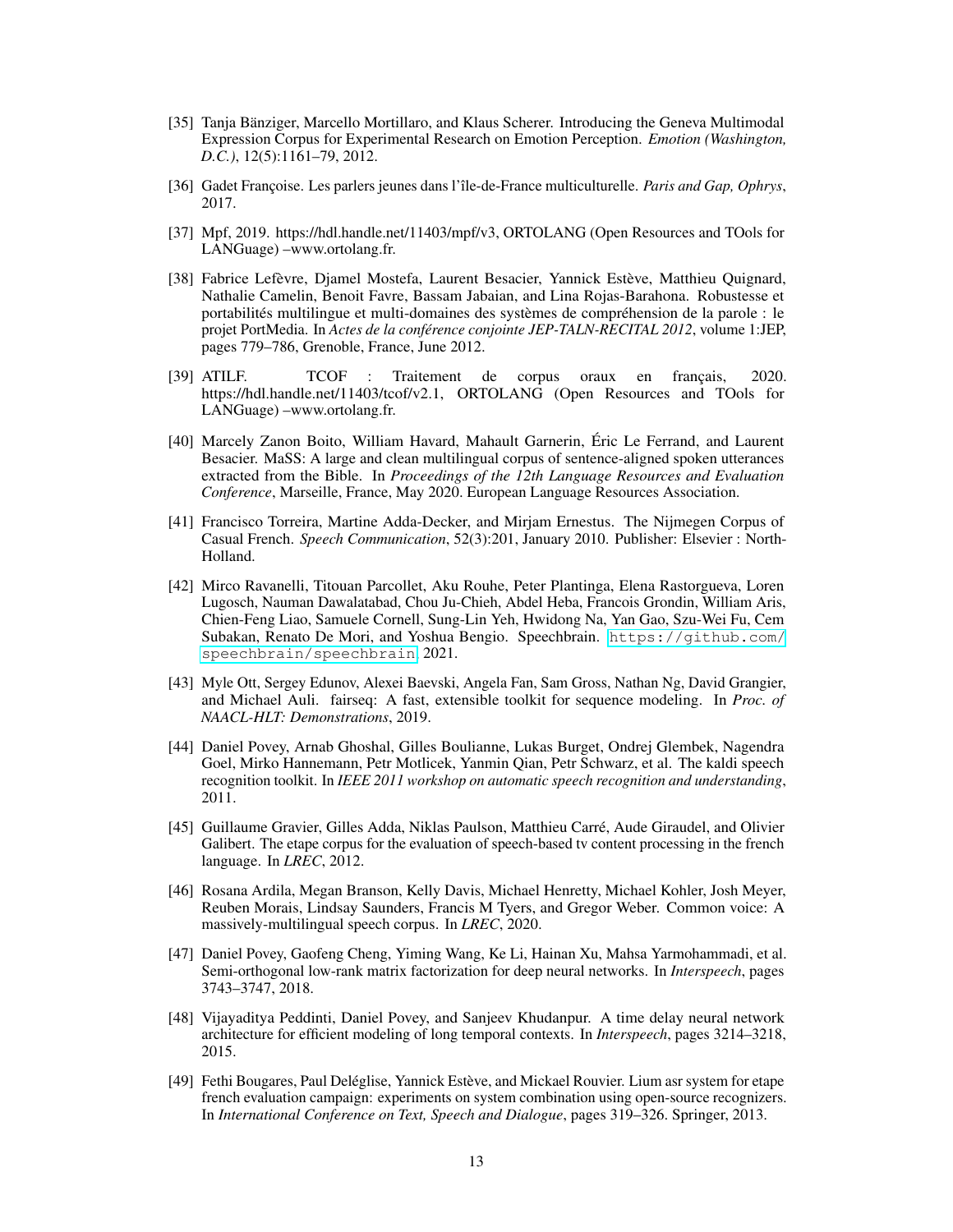[35] Tanja Bänziger, Marcello Mortillaro, and Klaus Scherer. Introducing the Geneva Multimodal Expression Corpus for Experimental Research on Emotion Perception. *Emotion (Washington, D.C.)*, 12(5):1161–79, 2012.

[36] Gadet Françoise. Les parlers jeunes dans l'île-de-France multiculturelle. *Paris and Gap, Ophrys*, 2017.

[37] Mpf, 2019. https://hdl.handle.net/11403/mpf/v3, ORTOLANG (Open Resources and TOols for LANGuage) –www.ortolang.fr.

[38] Fabrice Lefèvre, Djamel Mostefa, Laurent Besacier, Yannick Estève, Matthieu Quignard, Nathalie Camelin, Benoit Favre, Bassam Jabaian, and Lina Rojas-Barahona. Robustesse et portabilités multilingue et multi-domaines des systèmes de compréhension de la parole : le projet PortMedia. In *Actes de la conférence conjointe JEP-TALN-RECITAL 2012*, volume 1:JEP, pages 779–786, Grenoble, France, June 2012.

[39] ATILF. TCOF : Traitement de corpus oraux en français, 2020. https://hdl.handle.net/11403/tcof/v2.1, ORTOLANG (Open Resources and TOols for LANGuage) –www.ortolang.fr.

[40] Marcely Zanon Boito, William Havard, Mahault Garnerin, Éric Le Ferrand, and Laurent Besacier. MaSS: A large and clean multilingual corpus of sentence-aligned spoken utterances extracted from the Bible. In *Proceedings of the 12th Language Resources and Evaluation Conference*, Marseille, France, May 2020. European Language Resources Association.

[41] Francisco Torreira, Martine Adda-Decker, and Mirjam Ernestus. The Nijmegen Corpus of Casual French. *Speech Communication*, 52(3):201, January 2010. Publisher: Elsevier : North-Holland.

[42] Mirco Ravanelli, Titouan Parcollet, Aku Rouhe, Peter Plantinga, Elena Rastorgueva, Loren Lugosch, Nauman Dawalatabad, Chou Ju-Chieh, Abdel Heba, Francois Grondin, William Aris, Chien-Feng Liao, Samuele Cornell, Sung-Lin Yeh, Hwidong Na, Yan Gao, Szu-Wei Fu, Cem Subakan, Renato De Mori, and Yoshua Bengio. Speechbrain. `https://github.com/speechbrain/speechbrain`, 2021.

[43] Myle Ott, Sergey Edunov, Alexei Baevski, Angela Fan, Sam Gross, Nathan Ng, David Grangier, and Michael Auli. fairseq: A fast, extensible toolkit for sequence modeling. In *Proc. of NAACL-HLT: Demonstrations*, 2019.

[44] Daniel Povey, Arnab Ghoshal, Gilles Boulianne, Lukas Burget, Ondrej Glembek, Nagendra Goel, Mirko Hannemann, Petr Motlicek, Yanmin Qian, Petr Schwarz, et al. The kaldi speech recognition toolkit. In *IEEE 2011 workshop on automatic speech recognition and understanding*, 2011.

[45] Guillaume Gravier, Gilles Adda, Niklas Paulson, Matthieu Carré, Aude Giraudel, and Olivier Galibert. The etape corpus for the evaluation of speech-based tv content processing in the french language. In *LREC*, 2012.

[46] Rosana Ardila, Megan Branson, Kelly Davis, Michael Henretty, Michael Kohler, Josh Meyer, Reuben Morais, Lindsay Saunders, Francis M Tyers, and Gregor Weber. Common voice: A massively-multilingual speech corpus. In *LREC*, 2020.

[47] Daniel Povey, Gaofeng Cheng, Yiming Wang, Ke Li, Hainan Xu, Mahsa Yarmohammadi, et al. Semi-orthogonal low-rank matrix factorization for deep neural networks. In *Interspeech*, pages 3743–3747, 2018.

[48] Vijayaditya Peddinti, Daniel Povey, and Sanjeev Khudanpur. A time delay neural network architecture for efficient modeling of long temporal contexts. In *Interspeech*, pages 3214–3218, 2015.

[49] Fethi Bougares, Paul Deléglise, Yannick Estève, and Mickael Rouvier. Lium asr system for etape french evaluation campaign: experiments on system combination using open-source recognizers. In *International Conference on Text, Speech and Dialogue*, pages 319–326. Springer, 2013.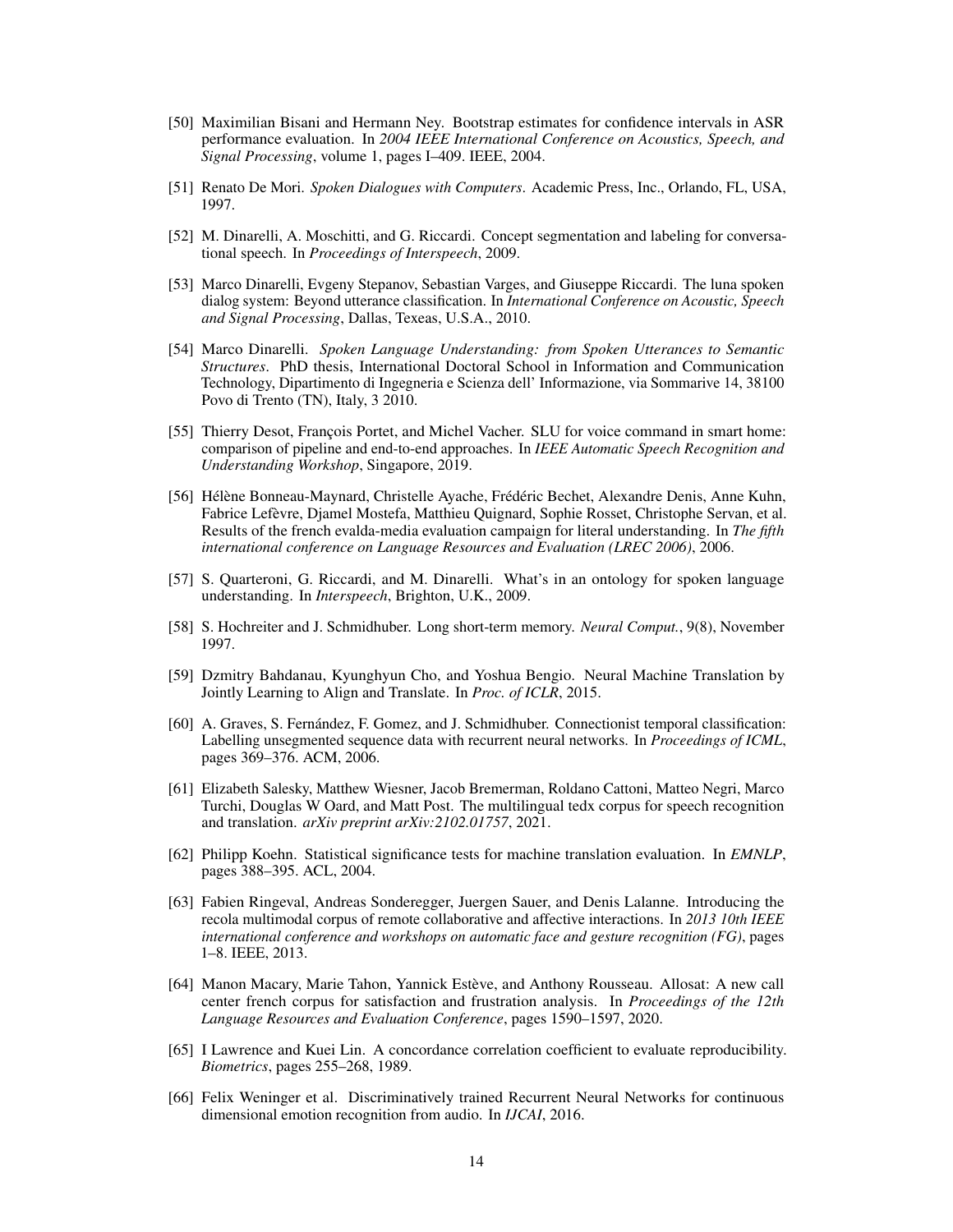[50] Maximilian Bisani and Hermann Ney. Bootstrap estimates for confidence intervals in ASR performance evaluation. In *2004 IEEE International Conference on Acoustics, Speech, and Signal Processing*, volume 1, pages I–409. IEEE, 2004.

[51] Renato De Mori. *Spoken Dialogues with Computers*. Academic Press, Inc., Orlando, FL, USA, 1997.

[52] M. Dinarelli, A. Moschitti, and G. Riccardi. Concept segmentation and labeling for conversational speech. In *Proceedings of Interspeech*, 2009.

[53] Marco Dinarelli, Evgeny Stepanov, Sebastian Varges, and Giuseppe Riccardi. The luna spoken dialog system: Beyond utterance classification. In *International Conference on Acoustic, Speech and Signal Processing*, Dallas, Texeas, U.S.A., 2010.

[54] Marco Dinarelli. *Spoken Language Understanding: from Spoken Utterances to Semantic Structures*. PhD thesis, International Doctoral School in Information and Communication Technology, Dipartimento di Ingegneria e Scienza dell' Informazione, via Sommarive 14, 38100 Povo di Trento (TN), Italy, 3 2010.

[55] Thierry Desot, François Portet, and Michel Vacher. SLU for voice command in smart home: comparison of pipeline and end-to-end approaches. In *IEEE Automatic Speech Recognition and Understanding Workshop*, Singapore, 2019.

[56] Hélène Bonneau-Maynard, Christelle Ayache, Frédéric Bechet, Alexandre Denis, Anne Kuhn, Fabrice Lefèvre, Djamel Mostefa, Matthieu Quignard, Sophie Rosset, Christophe Servan, et al. Results of the french evalda-media evaluation campaign for literal understanding. In *The fifth international conference on Language Resources and Evaluation (LREC 2006)*, 2006.

[57] S. Quarteroni, G. Riccardi, and M. Dinarelli. What's in an ontology for spoken language understanding. In *Interspeech*, Brighton, U.K., 2009.

[58] S. Hochreiter and J. Schmidhuber. Long short-term memory. *Neural Comput.*, 9(8), November 1997.

[59] Dzmitry Bahdanau, Kyunghyun Cho, and Yoshua Bengio. Neural Machine Translation by Jointly Learning to Align and Translate. In *Proc. of ICLR*, 2015.

[60] A. Graves, S. Fernández, F. Gomez, and J. Schmidhuber. Connectionist temporal classification: Labelling unsegmented sequence data with recurrent neural networks. In *Proceedings of ICML*, pages 369–376. ACM, 2006.

[61] Elizabeth Salesky, Matthew Wiesner, Jacob Bremerman, Roldano Cattoni, Matteo Negri, Marco Turchi, Douglas W Oard, and Matt Post. The multilingual tedx corpus for speech recognition and translation. *arXiv preprint arXiv:2102.01757*, 2021.

[62] Philipp Koehn. Statistical significance tests for machine translation evaluation. In *EMNLP*, pages 388–395. ACL, 2004.

[63] Fabien Ringeval, Andreas Sonderegger, Juergen Sauer, and Denis Lalanne. Introducing the recola multimodal corpus of remote collaborative and affective interactions. In *2013 10th IEEE international conference and workshops on automatic face and gesture recognition (FG)*, pages 1–8. IEEE, 2013.

[64] Manon Macary, Marie Tahon, Yannick Estève, and Anthony Rousseau. Allosat: A new call center french corpus for satisfaction and frustration analysis. In *Proceedings of the 12th Language Resources and Evaluation Conference*, pages 1590–1597, 2020.

[65] I Lawrence and Kuei Lin. A concordance correlation coefficient to evaluate reproducibility. *Biometrics*, pages 255–268, 1989.

[66] Felix Weninger et al. Discriminatively trained Recurrent Neural Networks for continuous dimensional emotion recognition from audio. In *IJCAI*, 2016.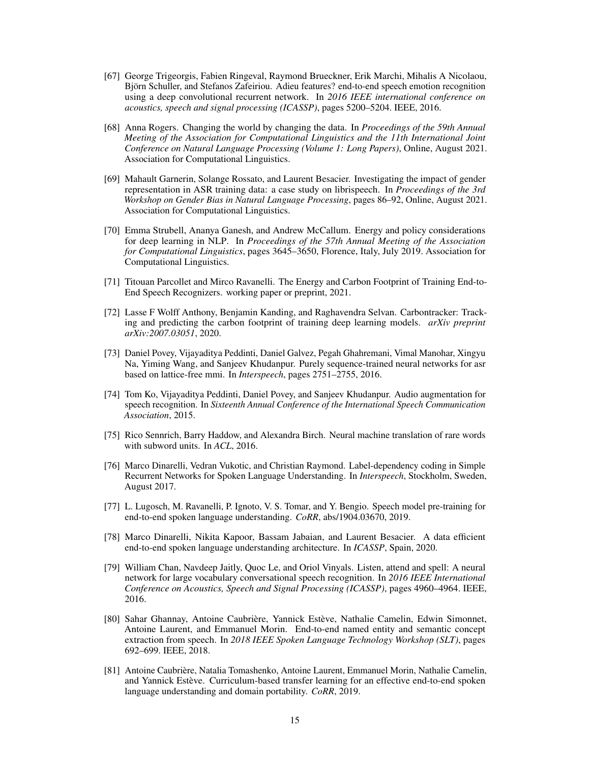[67] George Trigeorgis, Fabien Ringeval, Raymond Brueckner, Erik Marchi, Mihalis A Nicolaou, Björn Schuller, and Stefanos Zafeiriou. Adieu features? end-to-end speech emotion recognition using a deep convolutional recurrent network. In *2016 IEEE international conference on acoustics, speech and signal processing (ICASSP)*, pages 5200–5204. IEEE, 2016.

[68] Anna Rogers. Changing the world by changing the data. In *Proceedings of the 59th Annual Meeting of the Association for Computational Linguistics and the 11th International Joint Conference on Natural Language Processing (Volume 1: Long Papers)*, Online, August 2021. Association for Computational Linguistics.

[69] Mahault Garnerin, Solange Rossato, and Laurent Besacier. Investigating the impact of gender representation in ASR training data: a case study on librispeech. In *Proceedings of the 3rd Workshop on Gender Bias in Natural Language Processing*, pages 86–92, Online, August 2021. Association for Computational Linguistics.

[70] Emma Strubell, Ananya Ganesh, and Andrew McCallum. Energy and policy considerations for deep learning in NLP. In *Proceedings of the 57th Annual Meeting of the Association for Computational Linguistics*, pages 3645–3650, Florence, Italy, July 2019. Association for Computational Linguistics.

[71] Titouan Parcollet and Mirco Ravanelli. The Energy and Carbon Footprint of Training End-to-End Speech Recognizers. working paper or preprint, 2021.

[72] Lasse F Wolff Anthony, Benjamin Kanding, and Raghavendra Selvan. Carbontracker: Tracking and predicting the carbon footprint of training deep learning models. *arXiv preprint arXiv:2007.03051*, 2020.

[73] Daniel Povey, Vijayaditya Peddinti, Daniel Galvez, Pegah Ghahremani, Vimal Manohar, Xingyu Na, Yiming Wang, and Sanjeev Khudanpur. Purely sequence-trained neural networks for asr based on lattice-free mmi. In *Interspeech*, pages 2751–2755, 2016.

[74] Tom Ko, Vijayaditya Peddinti, Daniel Povey, and Sanjeev Khudanpur. Audio augmentation for speech recognition. In *Sixteenth Annual Conference of the International Speech Communication Association*, 2015.

[75] Rico Sennrich, Barry Haddow, and Alexandra Birch. Neural machine translation of rare words with subword units. In *ACL*, 2016.

[76] Marco Dinarelli, Vedran Vukotic, and Christian Raymond. Label-dependency coding in Simple Recurrent Networks for Spoken Language Understanding. In *Interspeech*, Stockholm, Sweden, August 2017.

[77] L. Lugosch, M. Ravanelli, P. Ignoto, V. S. Tomar, and Y. Bengio. Speech model pre-training for end-to-end spoken language understanding. *CoRR*, abs/1904.03670, 2019.

[78] Marco Dinarelli, Nikita Kapoor, Bassam Jabaian, and Laurent Besacier. A data efficient end-to-end spoken language understanding architecture. In *ICASSP*, Spain, 2020.

[79] William Chan, Navdeep Jaitly, Quoc Le, and Oriol Vinyals. Listen, attend and spell: A neural network for large vocabulary conversational speech recognition. In *2016 IEEE International Conference on Acoustics, Speech and Signal Processing (ICASSP)*, pages 4960–4964. IEEE, 2016.

[80] Sahar Ghannay, Antoine Caubrière, Yannick Estève, Nathalie Camelin, Edwin Simonnet, Antoine Laurent, and Emmanuel Morin. End-to-end named entity and semantic concept extraction from speech. In *2018 IEEE Spoken Language Technology Workshop (SLT)*, pages 692–699. IEEE, 2018.

[81] Antoine Caubrière, Natalia Tomashenko, Antoine Laurent, Emmanuel Morin, Nathalie Camelin, and Yannick Estève. Curriculum-based transfer learning for an effective end-to-end spoken language understanding and domain portability. *CoRR*, 2019.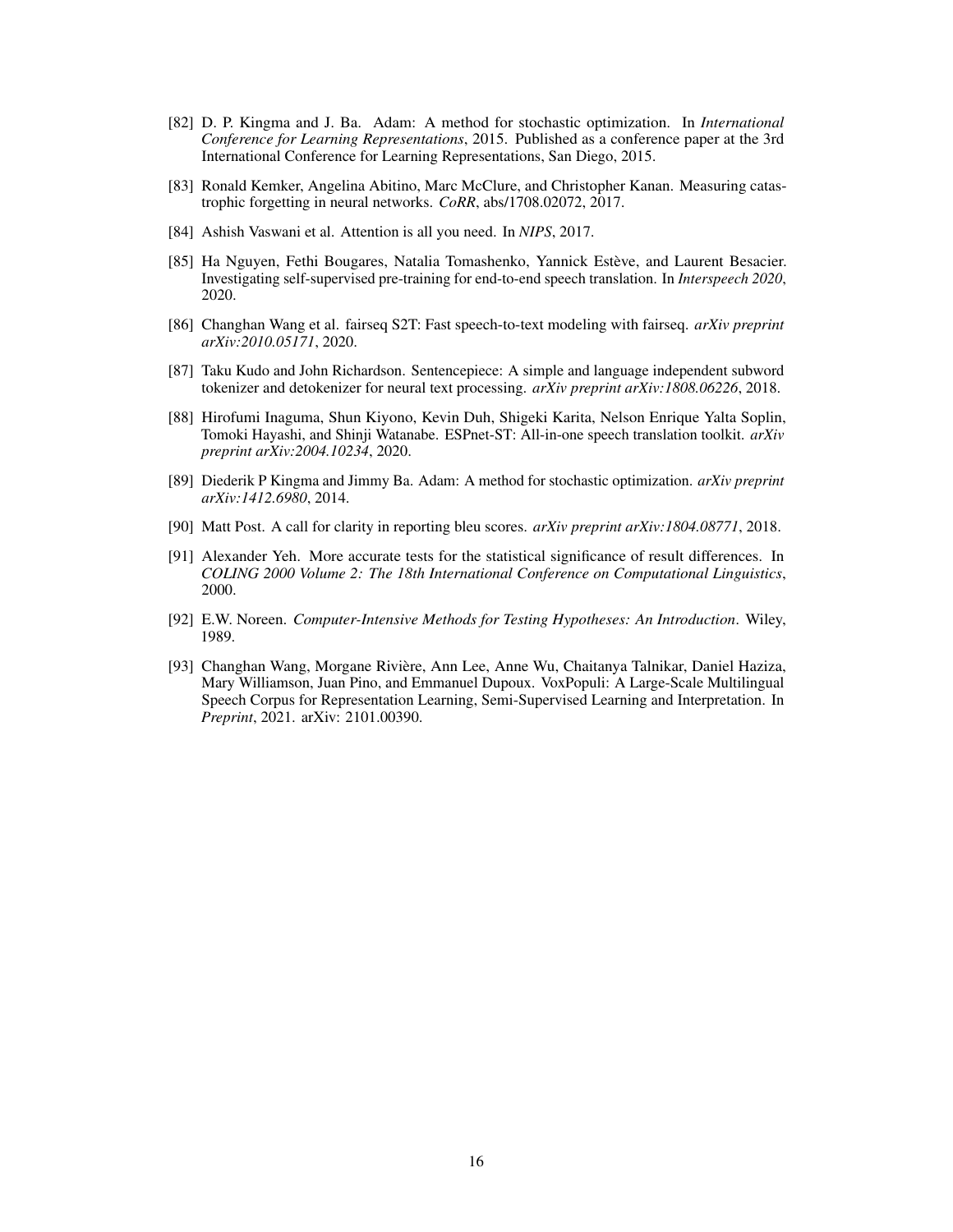[82] D. P. Kingma and J. Ba. Adam: A method for stochastic optimization. In *International Conference for Learning Representations*, 2015. Published as a conference paper at the 3rd International Conference for Learning Representations, San Diego, 2015.

[83] Ronald Kemker, Angelina Abitino, Marc McClure, and Christopher Kanan. Measuring catastrophic forgetting in neural networks. *CoRR*, abs/1708.02072, 2017.

[84] Ashish Vaswani et al. Attention is all you need. In *NIPS*, 2017.

[85] Ha Nguyen, Fethi Bougares, Natalia Tomashenko, Yannick Estève, and Laurent Besacier. Investigating self-supervised pre-training for end-to-end speech translation. In *Interspeech 2020*, 2020.

[86] Changhan Wang et al. fairseq S2T: Fast speech-to-text modeling with fairseq. *arXiv preprint arXiv:2010.05171*, 2020.

[87] Taku Kudo and John Richardson. Sentencepiece: A simple and language independent subword tokenizer and detokenizer for neural text processing. *arXiv preprint arXiv:1808.06226*, 2018.

[88] Hirofumi Inaguma, Shun Kiyono, Kevin Duh, Shigeki Karita, Nelson Enrique Yalta Soplin, Tomoki Hayashi, and Shinji Watanabe. ESPnet-ST: All-in-one speech translation toolkit. *arXiv preprint arXiv:2004.10234*, 2020.

[89] Diederik P Kingma and Jimmy Ba. Adam: A method for stochastic optimization. *arXiv preprint arXiv:1412.6980*, 2014.

[90] Matt Post. A call for clarity in reporting bleu scores. *arXiv preprint arXiv:1804.08771*, 2018.

[91] Alexander Yeh. More accurate tests for the statistical significance of result differences. In *COLING 2000 Volume 2: The 18th International Conference on Computational Linguistics*, 2000.

[92] E.W. Noreen. *Computer-Intensive Methods for Testing Hypotheses: An Introduction*. Wiley, 1989.

[93] Changhan Wang, Morgane Rivière, Ann Lee, Anne Wu, Chaitanya Talnikar, Daniel Haziza, Mary Williamson, Juan Pino, and Emmanuel Dupoux. VoxPopuli: A Large-Scale Multilingual Speech Corpus for Representation Learning, Semi-Supervised Learning and Interpretation. In *Preprint*, 2021. arXiv: 2101.00390.